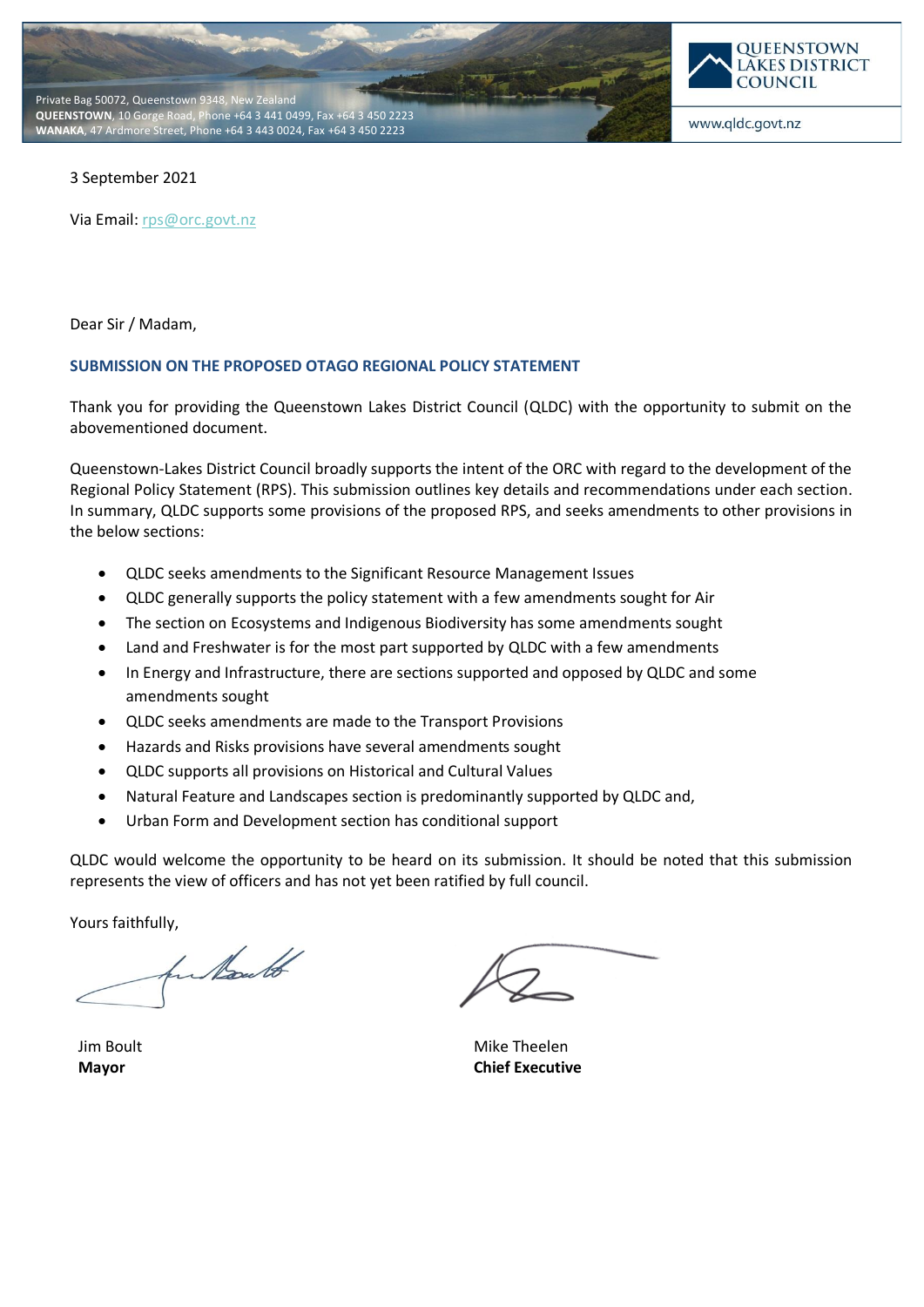Private Bag 50072, Queenstown 9348, New Zealand
**QUEENSTOWN**, 10 Gorge Road, Phone +64 3 441 0499, Fax +64 3 450 2223
**WANAKA**, 47 Ardmore Street, Phone +64 3 443 0024, Fax +64 3 450 2223

QUEENSTOWN LAKES DISTRICT COUNCIL

www.qldc.govt.nz

3 September 2021

Via Email: rps@orc.govt.nz

Dear Sir / Madam,

## SUBMISSION ON THE PROPOSED OTAGO REGIONAL POLICY STATEMENT

Thank you for providing the Queenstown Lakes District Council (QLDC) with the opportunity to submit on the abovementioned document.

Queenstown-Lakes District Council broadly supports the intent of the ORC with regard to the development of the Regional Policy Statement (RPS). This submission outlines key details and recommendations under each section. In summary, QLDC supports some provisions of the proposed RPS, and seeks amendments to other provisions in the below sections:

- QLDC seeks amendments to the Significant Resource Management Issues
- QLDC generally supports the policy statement with a few amendments sought for Air
- The section on Ecosystems and Indigenous Biodiversity has some amendments sought
- Land and Freshwater is for the most part supported by QLDC with a few amendments
- In Energy and Infrastructure, there are sections supported and opposed by QLDC and some amendments sought
- QLDC seeks amendments are made to the Transport Provisions
- Hazards and Risks provisions have several amendments sought
- QLDC supports all provisions on Historical and Cultural Values
- Natural Feature and Landscapes section is predominantly supported by QLDC and,
- Urban Form and Development section has conditional support

QLDC would welcome the opportunity to be heard on its submission. It should be noted that this submission represents the view of officers and has not yet been ratified by full council.

Yours faithfully,

Jim Boult
**Mayor**

Mike Theelen
**Chief Executive**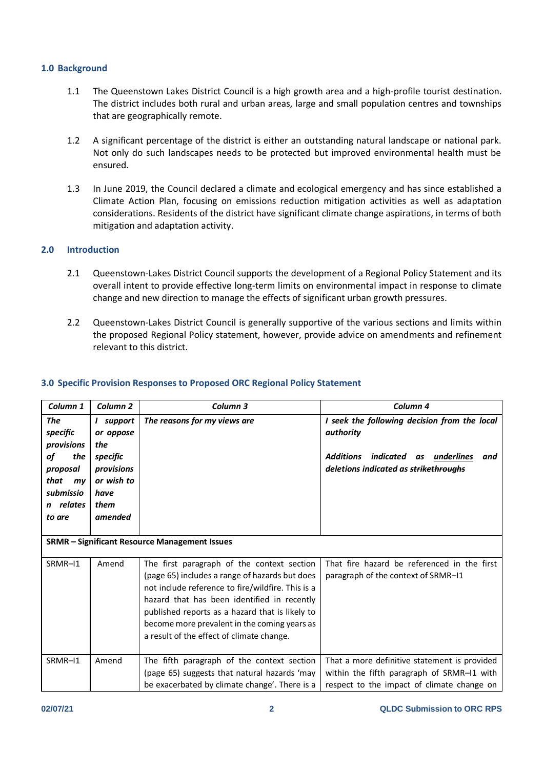## 1.0 Background

1.1 The Queenstown Lakes District Council is a high growth area and a high-profile tourist destination. The district includes both rural and urban areas, large and small population centres and townships that are geographically remote.

1.2 A significant percentage of the district is either an outstanding natural landscape or national park. Not only do such landscapes needs to be protected but improved environmental health must be ensured.

1.3 In June 2019, the Council declared a climate and ecological emergency and has since established a Climate Action Plan, focusing on emissions reduction mitigation activities as well as adaptation considerations. Residents of the district have significant climate change aspirations, in terms of both mitigation and adaptation activity.

## 2.0 Introduction

2.1 Queenstown-Lakes District Council supports the development of a Regional Policy Statement and its overall intent to provide effective long-term limits on environmental impact in response to climate change and new direction to manage the effects of significant urban growth pressures.

2.2 Queenstown-Lakes District Council is generally supportive of the various sections and limits within the proposed Regional Policy statement, however, provide advice on amendments and refinement relevant to this district.

## 3.0 Specific Provision Responses to Proposed ORC Regional Policy Statement

| *Column 1* | *Column 2* | *Column 3* | *Column 4* |
|---|---|---|---|
| ***The specific provisions of the proposal that my submission relates to are*** | ***I support or oppose the specific provisions or wish to have them amended*** | ***The reasons for my views are*** | ***I seek the following decision from the local authority*** <br><br> ***Additions indicated as <u>underlines</u> and deletions indicated as ~~strikethroughs~~*** |
| **SRMR – Significant Resource Management Issues** | | | |
| SRMR–I1 | Amend | The first paragraph of the context section (page 65) includes a range of hazards but does not include reference to fire/wildfire. This is a hazard that has been identified in recently published reports as a hazard that is likely to become more prevalent in the coming years as a result of the effect of climate change. | That fire hazard be referenced in the first paragraph of the context of SRMR–I1 |
| SRMR–I1 | Amend | The fifth paragraph of the context section (page 65) suggests that natural hazards 'may be exacerbated by climate change'. There is a | That a more definitive statement is provided within the fifth paragraph of SRMR–I1 with respect to the impact of climate change on |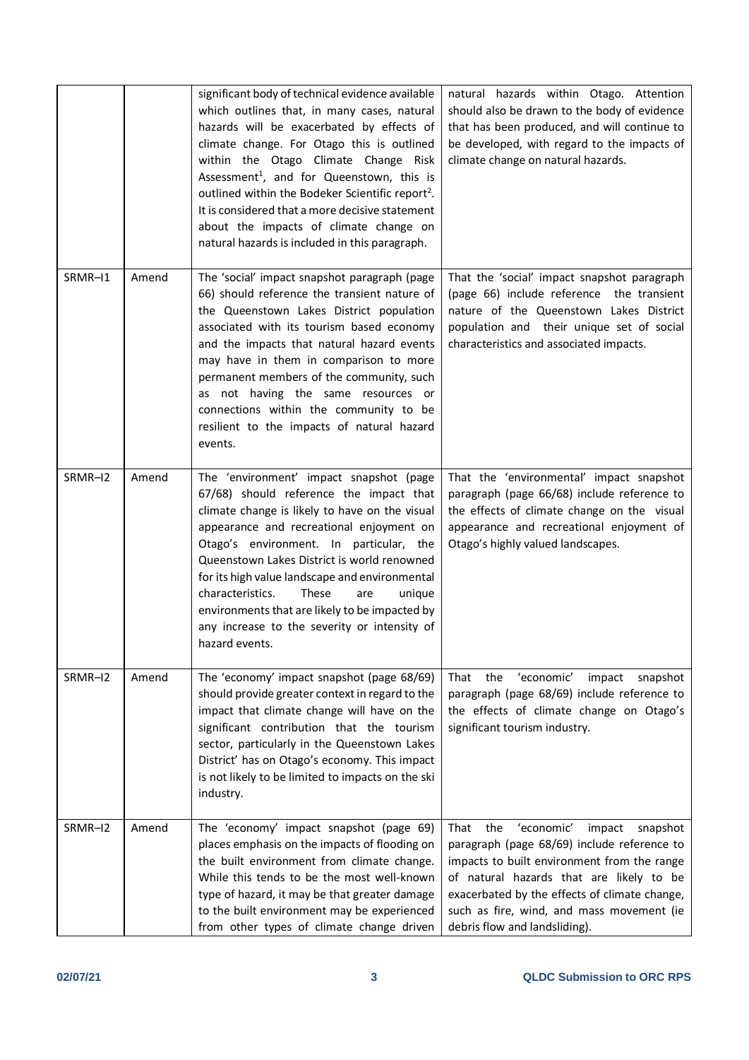| | | | |
|---|---|---|---|
| | | significant body of technical evidence available which outlines that, in many cases, natural hazards will be exacerbated by effects of climate change. For Otago this is outlined within the Otago Climate Change Risk Assessment[1], and for Queenstown, this is outlined within the Bodeker Scientific report[2]. It is considered that a more decisive statement about the impacts of climate change on natural hazards is included in this paragraph. | natural hazards within Otago. Attention should also be drawn to the body of evidence that has been produced, and will continue to be developed, with regard to the impacts of climate change on natural hazards. |
| SRMR–I1 | Amend | The 'social' impact snapshot paragraph (page 66) should reference the transient nature of the Queenstown Lakes District population associated with its tourism based economy and the impacts that natural hazard events may have in them in comparison to more permanent members of the community, such as not having the same resources or connections within the community to be resilient to the impacts of natural hazard events. | That the 'social' impact snapshot paragraph (page 66) include reference the transient nature of the Queenstown Lakes District population and their unique set of social characteristics and associated impacts. |
| SRMR–I2 | Amend | The 'environment' impact snapshot (page 67/68) should reference the impact that climate change is likely to have on the visual appearance and recreational enjoyment on Otago's environment. In particular, the Queenstown Lakes District is world renowned for its high value landscape and environmental characteristics. These are unique environments that are likely to be impacted by any increase to the severity or intensity of hazard events. | That the 'environmental' impact snapshot paragraph (page 66/68) include reference to the effects of climate change on the visual appearance and recreational enjoyment of Otago's highly valued landscapes. |
| SRMR–I2 | Amend | The 'economy' impact snapshot (page 68/69) should provide greater context in regard to the impact that climate change will have on the significant contribution that the tourism sector, particularly in the Queenstown Lakes District' has on Otago's economy. This impact is not likely to be limited to impacts on the ski industry. | That the 'economic' impact snapshot paragraph (page 68/69) include reference to the effects of climate change on Otago's significant tourism industry. |
| SRMR–I2 | Amend | The 'economy' impact snapshot (page 69) places emphasis on the impacts of flooding on the built environment from climate change. While this tends to be the most well-known type of hazard, it may be that greater damage to the built environment may be experienced from other types of climate change driven | That the 'economic' impact snapshot paragraph (page 68/69) include reference to impacts to built environment from the range of natural hazards that are likely to be exacerbated by the effects of climate change, such as fire, wind, and mass movement (ie debris flow and landsliding). |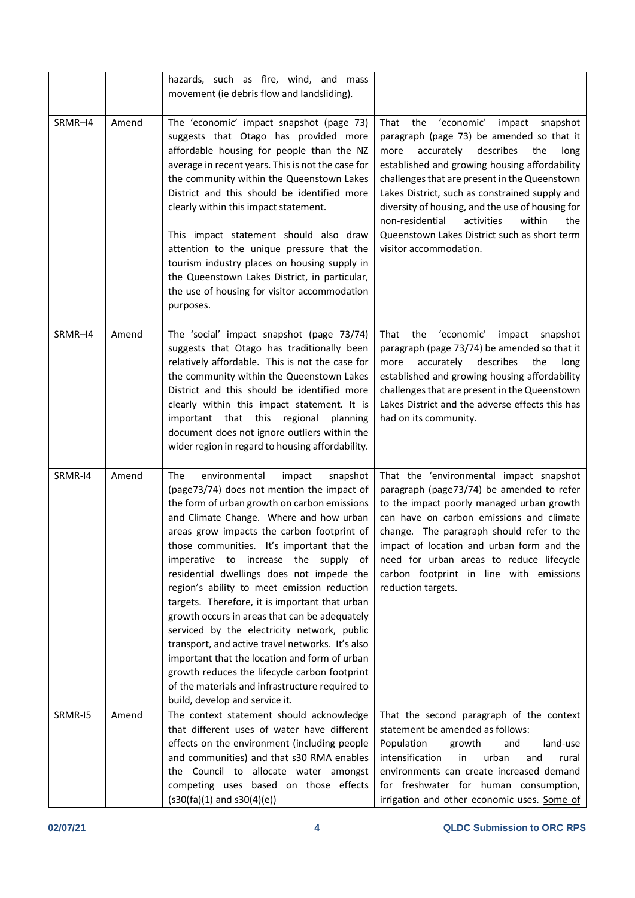| | | | |
|---|---|---|---|
| | | hazards, such as fire, wind, and mass movement (ie debris flow and landsliding). | |
| SRMR–I4 | Amend | The 'economic' impact snapshot (page 73) suggests that Otago has provided more affordable housing for people than the NZ average in recent years. This is not the case for the community within the Queenstown Lakes District and this should be identified more clearly within this impact statement.<br><br>This impact statement should also draw attention to the unique pressure that the tourism industry places on housing supply in the Queenstown Lakes District, in particular, the use of housing for visitor accommodation purposes. | That the 'economic' impact snapshot paragraph (page 73) be amended so that it more accurately describes the long established and growing housing affordability challenges that are present in the Queenstown Lakes District, such as constrained supply and diversity of housing, and the use of housing for non-residential activities within the Queenstown Lakes District such as short term visitor accommodation. |
| SRMR–I4 | Amend | The 'social' impact snapshot (page 73/74) suggests that Otago has traditionally been relatively affordable. This is not the case for the community within the Queenstown Lakes District and this should be identified more clearly within this impact statement. It is important that this regional planning document does not ignore outliers within the wider region in regard to housing affordability. | That the 'economic' impact snapshot paragraph (page 73/74) be amended so that it more accurately describes the long established and growing housing affordability challenges that are present in the Queenstown Lakes District and the adverse effects this has had on its community. |
| SRMR-I4 | Amend | The environmental impact snapshot (page73/74) does not mention the impact of the form of urban growth on carbon emissions and Climate Change. Where and how urban areas grow impacts the carbon footprint of those communities. It's important that the imperative to increase the supply of residential dwellings does not impede the region's ability to meet emission reduction targets. Therefore, it is important that urban growth occurs in areas that can be adequately serviced by the electricity network, public transport, and active travel networks. It's also important that the location and form of urban growth reduces the lifecycle carbon footprint of the materials and infrastructure required to build, develop and service it. | That the 'environmental impact snapshot paragraph (page73/74) be amended to refer to the impact poorly managed urban growth can have on carbon emissions and climate change. The paragraph should refer to the impact of location and urban form and the need for urban areas to reduce lifecycle carbon footprint in line with emissions reduction targets. |
| SRMR-I5 | Amend | The context statement should acknowledge that different uses of water have different effects on the environment (including people and communities) and that s30 RMA enables the Council to allocate water amongst competing uses based on those effects (s30(fa)(1) and s30(4)(e)) | That the second paragraph of the context statement be amended as follows:<br>Population growth and land-use intensification in urban and rural environments can create increased demand for freshwater for human consumption, irrigation and other economic uses. <u>Some of</u> |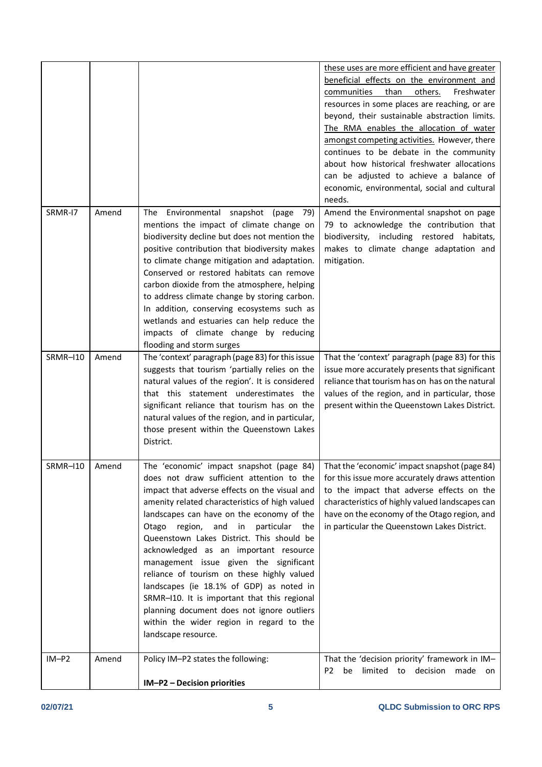| | | | |
|---|---|---|---|
| | | | <u>these uses are more efficient and have greater beneficial effects on the environment and communities than others.</u> Freshwater resources in some places are reaching, or are beyond, their sustainable abstraction limits. <u>The RMA enables the allocation of water amongst competing activities.</u> However, there continues to be debate in the community about how historical freshwater allocations can be adjusted to achieve a balance of economic, environmental, social and cultural needs. |
| SRMR-I7 | Amend | The Environmental snapshot (page 79) mentions the impact of climate change on biodiversity decline but does not mention the positive contribution that biodiversity makes to climate change mitigation and adaptation. Conserved or restored habitats can remove carbon dioxide from the atmosphere, helping to address climate change by storing carbon. In addition, conserving ecosystems such as wetlands and estuaries can help reduce the impacts of climate change by reducing flooding and storm surges | Amend the Environmental snapshot on page 79 to acknowledge the contribution that biodiversity, including restored habitats, makes to climate change adaptation and mitigation. |
| SRMR–I10 | Amend | The 'context' paragraph (page 83) for this issue suggests that tourism 'partially relies on the natural values of the region'. It is considered that this statement underestimates the significant reliance that tourism has on the natural values of the region, and in particular, those present within the Queenstown Lakes District. | That the 'context' paragraph (page 83) for this issue more accurately presents that significant reliance that tourism has on has on the natural values of the region, and in particular, those present within the Queenstown Lakes District. |
| SRMR–I10 | Amend | The 'economic' impact snapshot (page 84) does not draw sufficient attention to the impact that adverse effects on the visual and amenity related characteristics of high valued landscapes can have on the economy of the Otago region, and in particular the Queenstown Lakes District. This should be acknowledged as an important resource management issue given the significant reliance of tourism on these highly valued landscapes (ie 18.1% of GDP) as noted in SRMR–I10. It is important that this regional planning document does not ignore outliers within the wider region in regard to the landscape resource. | That the 'economic' impact snapshot (page 84) for this issue more accurately draws attention to the impact that adverse effects on the characteristics of highly valued landscapes can have on the economy of the Otago region, and in particular the Queenstown Lakes District. |
| IM–P2 | Amend | Policy IM–P2 states the following:<br><br>**IM–P2 – Decision priorities** | That the 'decision priority' framework in IM–P2 be limited to decision made on |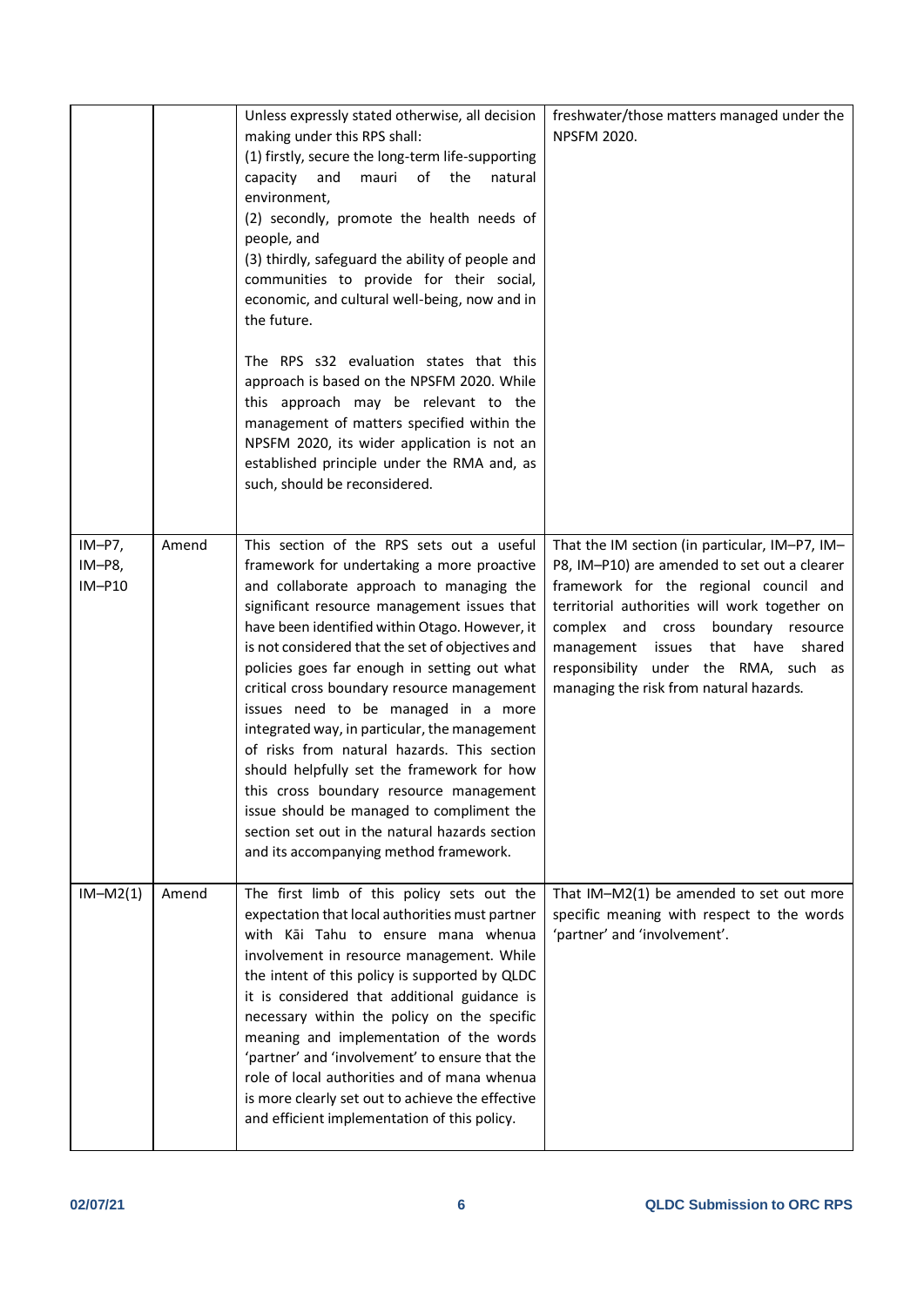| | | | |
|---|---|---|---|
| | | Unless expressly stated otherwise, all decision making under this RPS shall:<br>(1) firstly, secure the long-term life-supporting capacity and mauri of the natural environment,<br>(2) secondly, promote the health needs of people, and<br>(3) thirdly, safeguard the ability of people and communities to provide for their social, economic, and cultural well-being, now and in the future.<br><br>The RPS s32 evaluation states that this approach is based on the NPSFM 2020. While this approach may be relevant to the management of matters specified within the NPSFM 2020, its wider application is not an established principle under the RMA and, as such, should be reconsidered. | freshwater/those matters managed under the NPSFM 2020. |
| IM–P7, IM–P8, IM–P10 | Amend | This section of the RPS sets out a useful framework for undertaking a more proactive and collaborate approach to managing the significant resource management issues that have been identified within Otago. However, it is not considered that the set of objectives and policies goes far enough in setting out what critical cross boundary resource management issues need to be managed in a more integrated way, in particular, the management of risks from natural hazards. This section should helpfully set the framework for how this cross boundary resource management issue should be managed to compliment the section set out in the natural hazards section and its accompanying method framework. | That the IM section (in particular, IM–P7, IM–P8, IM–P10) are amended to set out a clearer framework for the regional council and territorial authorities will work together on complex and cross boundary resource management issues that have shared responsibility under the RMA, such as managing the risk from natural hazards. |
| IM–M2(1) | Amend | The first limb of this policy sets out the expectation that local authorities must partner with Kāi Tahu to ensure mana whenua involvement in resource management. While the intent of this policy is supported by QLDC it is considered that additional guidance is necessary within the policy on the specific meaning and implementation of the words 'partner' and 'involvement' to ensure that the role of local authorities and of mana whenua is more clearly set out to achieve the effective and efficient implementation of this policy. | That IM–M2(1) be amended to set out more specific meaning with respect to the words 'partner' and 'involvement'. |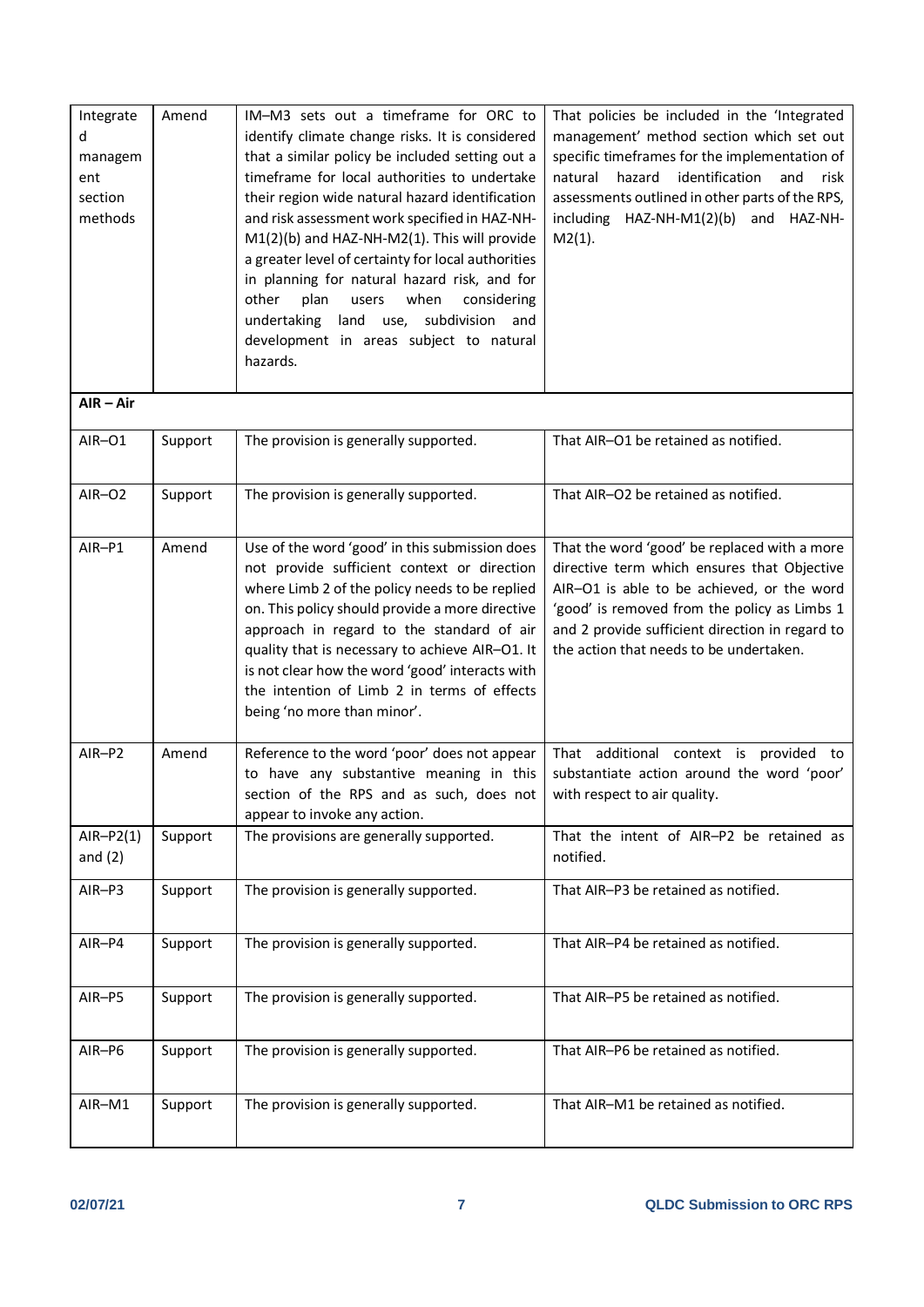| Integrated management section methods | Amend | IM–M3 sets out a timeframe for ORC to identify climate change risks. It is considered that a similar policy be included setting out a timeframe for local authorities to undertake their region wide natural hazard identification and risk assessment work specified in HAZ-NH-M1(2)(b) and HAZ-NH-M2(1). This will provide a greater level of certainty for local authorities in planning for natural hazard risk, and for other plan users when considering undertaking land use, subdivision and development in areas subject to natural hazards. | That policies be included in the 'Integrated management' method section which set out specific timeframes for the implementation of natural hazard identification and risk assessments outlined in other parts of the RPS, including HAZ-NH-M1(2)(b) and HAZ-NH-M2(1). |
|---|---|---|---|
| **AIR – Air** | | | |
| AIR–O1 | Support | The provision is generally supported. | That AIR–O1 be retained as notified. |
| AIR–O2 | Support | The provision is generally supported. | That AIR–O2 be retained as notified. |
| AIR–P1 | Amend | Use of the word 'good' in this submission does not provide sufficient context or direction where Limb 2 of the policy needs to be replied on. This policy should provide a more directive approach in regard to the standard of air quality that is necessary to achieve AIR–O1. It is not clear how the word 'good' interacts with the intention of Limb 2 in terms of effects being 'no more than minor'. | That the word 'good' be replaced with a more directive term which ensures that Objective AIR–O1 is able to be achieved, or the word 'good' is removed from the policy as Limbs 1 and 2 provide sufficient direction in regard to the action that needs to be undertaken. |
| AIR–P2 | Amend | Reference to the word 'poor' does not appear to have any substantive meaning in this section of the RPS and as such, does not appear to invoke any action. | That additional context is provided to substantiate action around the word 'poor' with respect to air quality. |
| AIR–P2(1) and (2) | Support | The provisions are generally supported. | That the intent of AIR–P2 be retained as notified. |
| AIR–P3 | Support | The provision is generally supported. | That AIR–P3 be retained as notified. |
| AIR–P4 | Support | The provision is generally supported. | That AIR–P4 be retained as notified. |
| AIR–P5 | Support | The provision is generally supported. | That AIR–P5 be retained as notified. |
| AIR–P6 | Support | The provision is generally supported. | That AIR–P6 be retained as notified. |
| AIR–M1 | Support | The provision is generally supported. | That AIR–M1 be retained as notified. |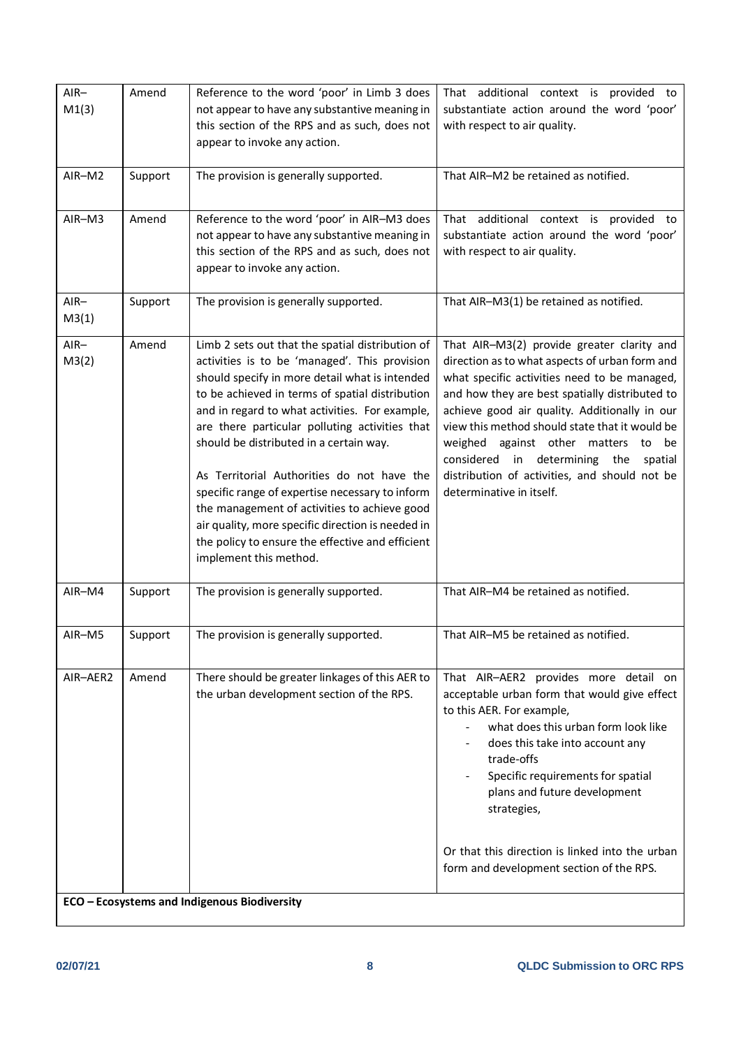| | | | |
|---|---|---|---|
| AIR–M1(3) | Amend | Reference to the word 'poor' in Limb 3 does not appear to have any substantive meaning in this section of the RPS and as such, does not appear to invoke any action. | That additional context is provided to substantiate action around the word 'poor' with respect to air quality. |
| AIR–M2 | Support | The provision is generally supported. | That AIR–M2 be retained as notified. |
| AIR–M3 | Amend | Reference to the word 'poor' in AIR–M3 does not appear to have any substantive meaning in this section of the RPS and as such, does not appear to invoke any action. | That additional context is provided to substantiate action around the word 'poor' with respect to air quality. |
| AIR–M3(1) | Support | The provision is generally supported. | That AIR–M3(1) be retained as notified. |
| AIR–M3(2) | Amend | Limb 2 sets out that the spatial distribution of activities is to be 'managed'. This provision should specify in more detail what is intended to be achieved in terms of spatial distribution and in regard to what activities. For example, are there particular polluting activities that should be distributed in a certain way.<br><br>As Territorial Authorities do not have the specific range of expertise necessary to inform the management of activities to achieve good air quality, more specific direction is needed in the policy to ensure the effective and efficient implement this method. | That AIR–M3(2) provide greater clarity and direction as to what aspects of urban form and what specific activities need to be managed, and how they are best spatially distributed to achieve good air quality. Additionally in our view this method should state that it would be weighed against other matters to be considered in determining the spatial distribution of activities, and should not be determinative in itself. |
| AIR–M4 | Support | The provision is generally supported. | That AIR–M4 be retained as notified. |
| AIR–M5 | Support | The provision is generally supported. | That AIR–M5 be retained as notified. |
| AIR–AER2 | Amend | There should be greater linkages of this AER to the urban development section of the RPS. | That AIR–AER2 provides more detail on acceptable urban form that would give effect to this AER. For example,<br>- what does this urban form look like<br>- does this take into account any trade-offs<br>- Specific requirements for spatial plans and future development strategies,<br><br>Or that this direction is linked into the urban form and development section of the RPS. |
| **ECO – Ecosystems and Indigenous Biodiversity** | | | |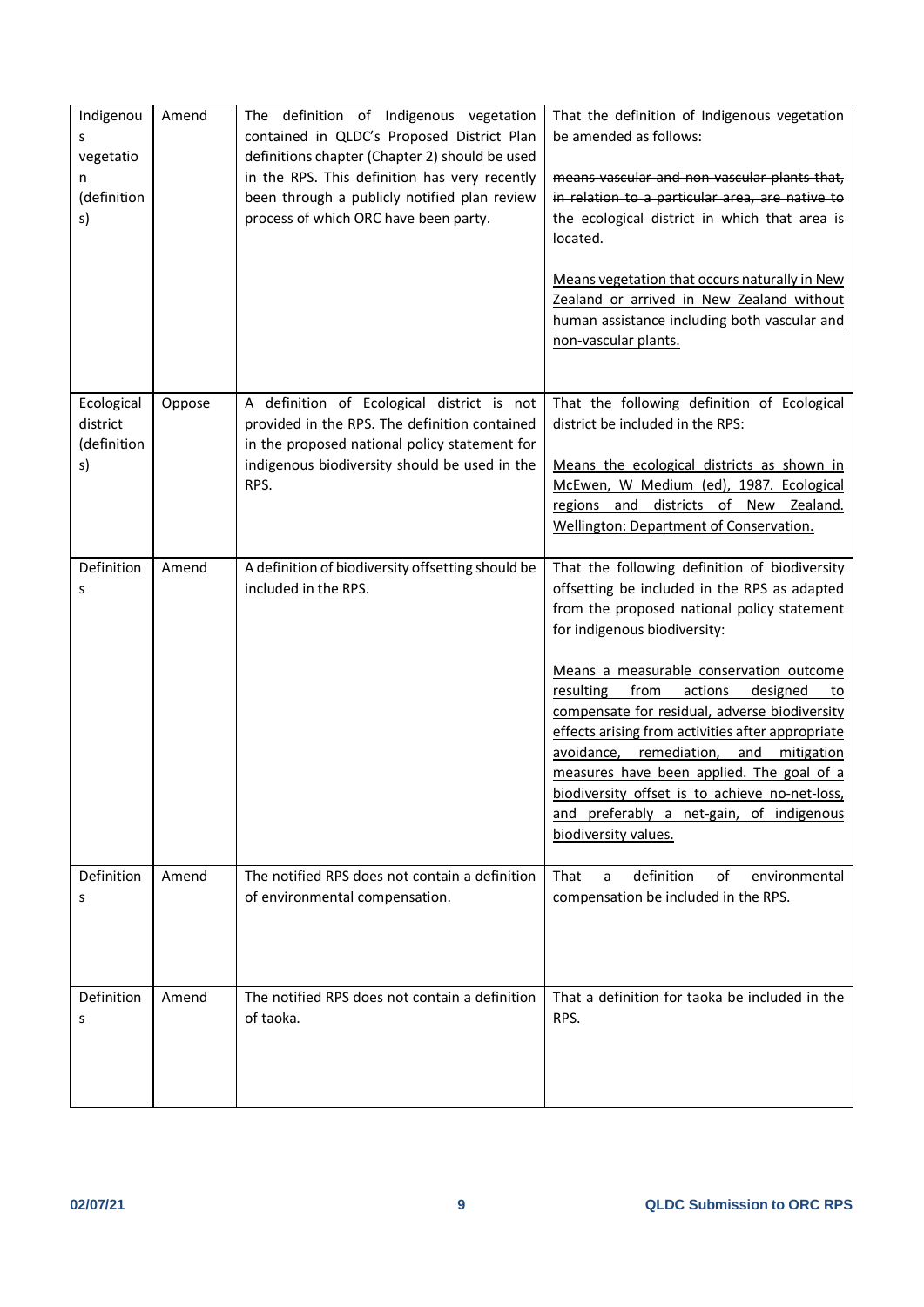| Indigenous vegetation (definitions) | Amend | The definition of Indigenous vegetation contained in QLDC's Proposed District Plan definitions chapter (Chapter 2) should be used in the RPS. This definition has very recently been through a publicly notified plan review process of which ORC have been party. | That the definition of Indigenous vegetation be amended as follows:<br><br>~~means vascular and non-vascular plants that, in relation to a particular area, are native to the ecological district in which that area is located.~~<br><br><u>Means vegetation that occurs naturally in New Zealand or arrived in New Zealand without human assistance including both vascular and non-vascular plants.</u> |
|---|---|---|---|
| Ecological district (definitions) | Oppose | A definition of Ecological district is not provided in the RPS. The definition contained in the proposed national policy statement for indigenous biodiversity should be used in the RPS. | That the following definition of Ecological district be included in the RPS:<br><br><u>Means the ecological districts as shown in McEwen, W Medium (ed), 1987. Ecological regions and districts of New Zealand. Wellington: Department of Conservation.</u> |
| Definitions | Amend | A definition of biodiversity offsetting should be included in the RPS. | That the following definition of biodiversity offsetting be included in the RPS as adapted from the proposed national policy statement for indigenous biodiversity:<br><br><u>Means a measurable conservation outcome resulting from actions designed to compensate for residual, adverse biodiversity effects arising from activities after appropriate avoidance, remediation, and mitigation measures have been applied. The goal of a biodiversity offset is to achieve no-net-loss, and preferably a net-gain, of indigenous biodiversity values.</u> |
| Definitions | Amend | The notified RPS does not contain a definition of environmental compensation. | That a definition of environmental compensation be included in the RPS. |
| Definitions | Amend | The notified RPS does not contain a definition of taoka. | That a definition for taoka be included in the RPS. |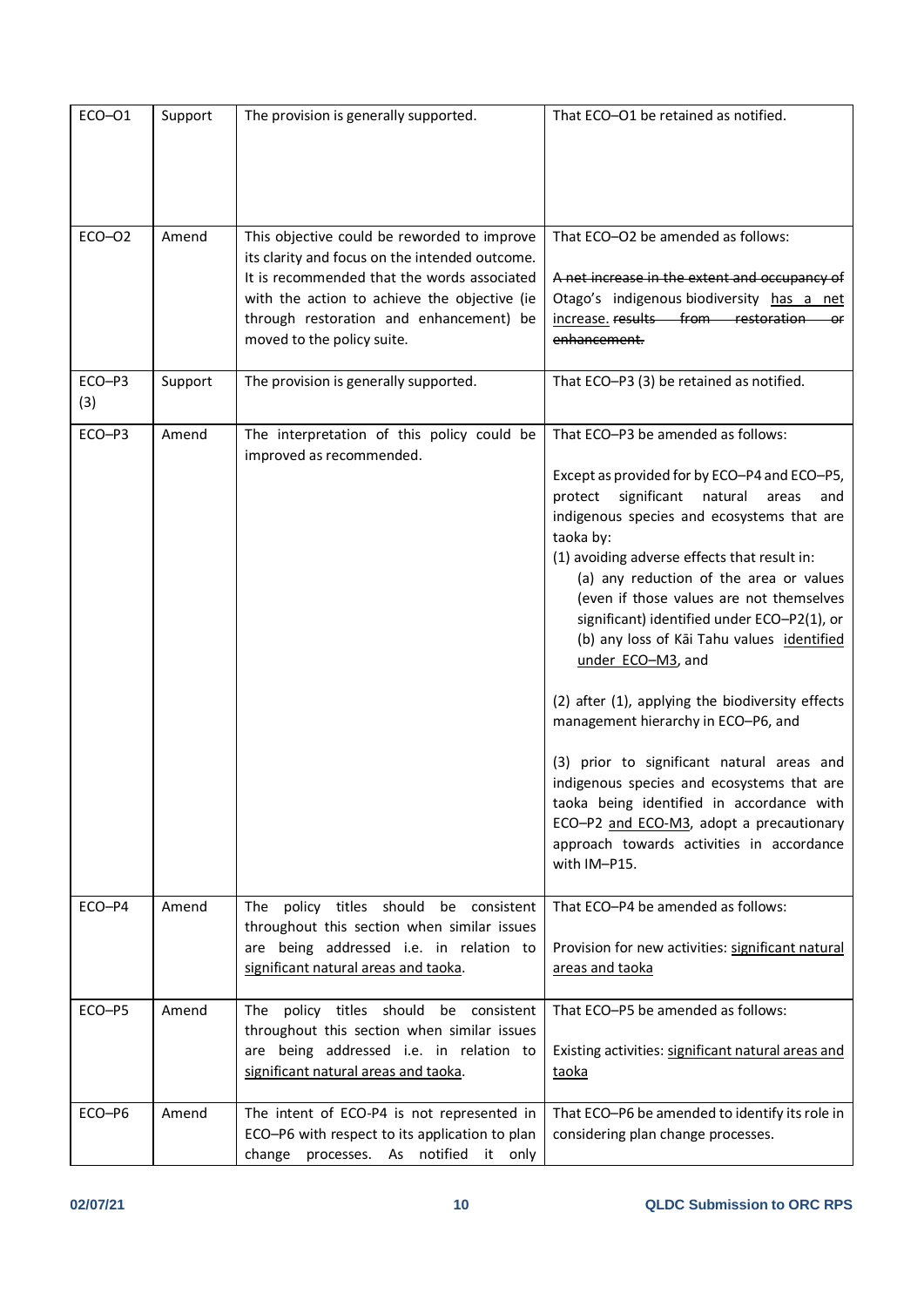| ECO–O1 | Support | The provision is generally supported. | That ECO–O1 be retained as notified. |
|---|---|---|---|
| ECO–O2 | Amend | This objective could be reworded to improve its clarity and focus on the intended outcome. It is recommended that the words associated with the action to achieve the objective (ie through restoration and enhancement) be moved to the policy suite. | That ECO–O2 be amended as follows:<br><br>~~A net increase in the extent and occupancy of~~ Otago's indigenous biodiversity <u>has a net increase.</u> ~~results from restoration or enhancement.~~ |
| ECO–P3 (3) | Support | The provision is generally supported. | That ECO–P3 (3) be retained as notified. |
| ECO–P3 | Amend | The interpretation of this policy could be improved as recommended. | That ECO–P3 be amended as follows:<br><br>Except as provided for by ECO–P4 and ECO–P5, protect significant natural areas and indigenous species and ecosystems that are taoka by:<br>(1) avoiding adverse effects that result in:<br>(a) any reduction of the area or values (even if those values are not themselves significant) identified under ECO–P2(1), or<br>(b) any loss of Kāi Tahu values <u>identified under ECO–M3</u>, and<br><br>(2) after (1), applying the biodiversity effects management hierarchy in ECO–P6, and<br><br>(3) prior to significant natural areas and indigenous species and ecosystems that are taoka being identified in accordance with ECO–P2 <u>and ECO–M3</u>, adopt a precautionary approach towards activities in accordance with IM–P15. |
| ECO–P4 | Amend | The policy titles should be consistent throughout this section when similar issues are being addressed i.e. in relation to <u>significant natural areas and taoka</u>. | That ECO–P4 be amended as follows:<br><br>Provision for new activities: <u>significant natural areas and taoka</u> |
| ECO–P5 | Amend | The policy titles should be consistent throughout this section when similar issues are being addressed i.e. in relation to <u>significant natural areas and taoka</u>. | That ECO–P5 be amended as follows:<br><br>Existing activities: <u>significant natural areas and taoka</u> |
| ECO–P6 | Amend | The intent of ECO-P4 is not represented in ECO–P6 with respect to its application to plan change processes. As notified it only | That ECO–P6 be amended to identify its role in considering plan change processes. |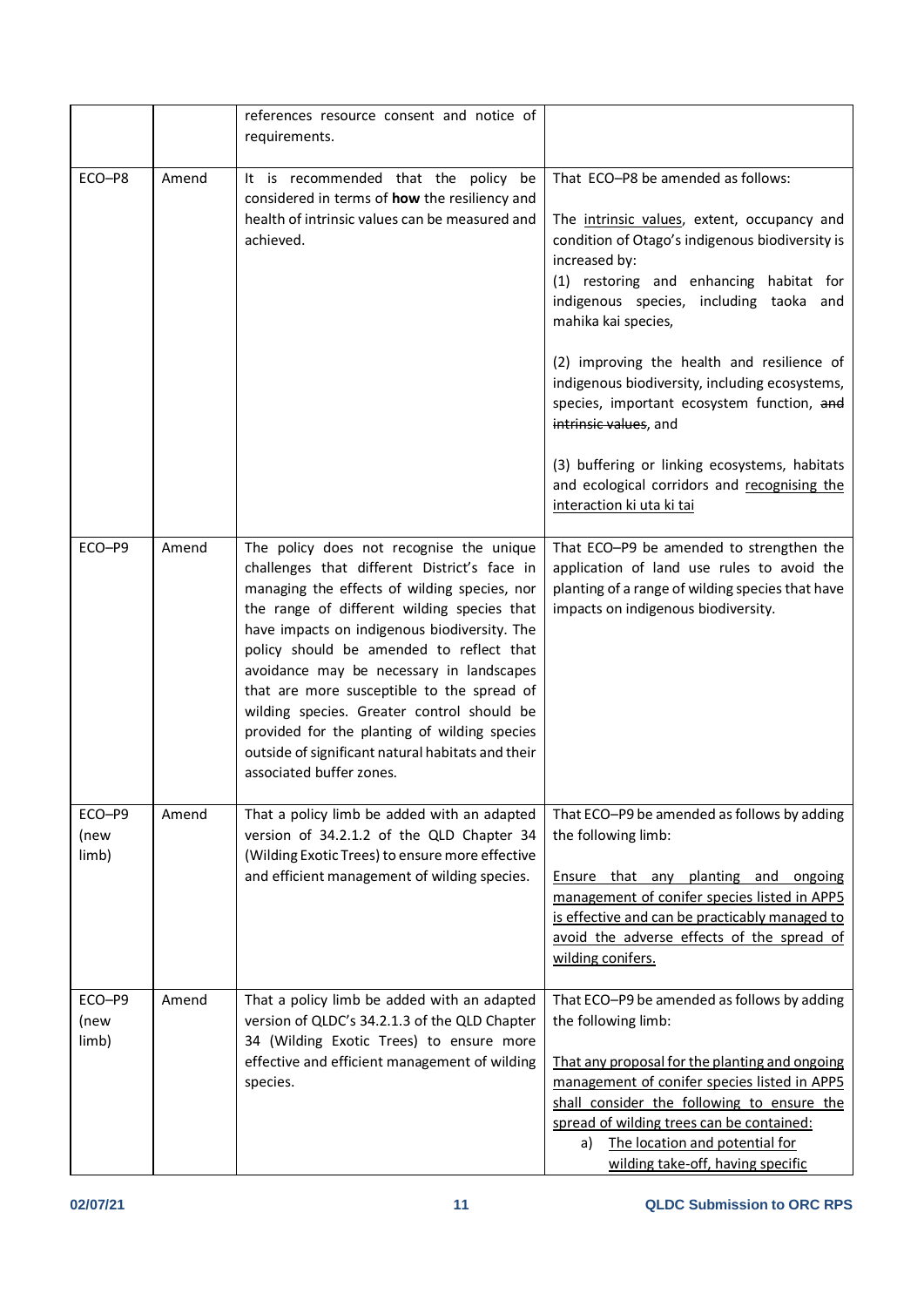| | | | |
|---|---|---|---|
| | | references resource consent and notice of requirements. | |
| ECO–P8 | Amend | It is recommended that the policy be considered in terms of **how** the resiliency and health of intrinsic values can be measured and achieved. | That ECO–P8 be amended as follows:<br><br>The <u>intrinsic values</u>, extent, occupancy and condition of Otago's indigenous biodiversity is increased by:<br>(1) restoring and enhancing habitat for indigenous species, including taoka and mahika kai species,<br><br>(2) improving the health and resilience of indigenous biodiversity, including ecosystems, species, important ecosystem function, ~~and intrinsic values~~, and<br><br>(3) buffering or linking ecosystems, habitats and ecological corridors and <u>recognising the interaction ki uta ki tai</u> |
| ECO–P9 | Amend | The policy does not recognise the unique challenges that different District's face in managing the effects of wilding species, nor the range of different wilding species that have impacts on indigenous biodiversity. The policy should be amended to reflect that avoidance may be necessary in landscapes that are more susceptible to the spread of wilding species. Greater control should be provided for the planting of wilding species outside of significant natural habitats and their associated buffer zones. | That ECO–P9 be amended to strengthen the application of land use rules to avoid the planting of a range of wilding species that have impacts on indigenous biodiversity. |
| ECO–P9 (new limb) | Amend | That a policy limb be added with an adapted version of 34.2.1.2 of the QLD Chapter 34 (Wilding Exotic Trees) to ensure more effective and efficient management of wilding species. | That ECO–P9 be amended as follows by adding the following limb:<br><br><u>Ensure that any planting and ongoing management of conifer species listed in APP5 is effective and can be practicably managed to avoid the adverse effects of the spread of wilding conifers.</u> |
| ECO–P9 (new limb) | Amend | That a policy limb be added with an adapted version of QLDC's 34.2.1.3 of the QLD Chapter 34 (Wilding Exotic Trees) to ensure more effective and efficient management of wilding species. | That ECO–P9 be amended as follows by adding the following limb:<br><br><u>That any proposal for the planting and ongoing management of conifer species listed in APP5 shall consider the following to ensure the spread of wilding trees can be contained:</u><br>a) <u>The location and potential for wilding take-off, having specific</u> |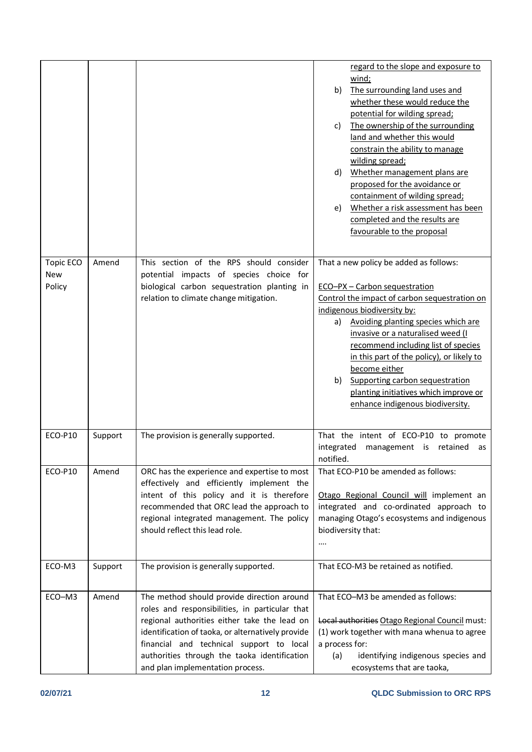| | | | |
|---|---|---|---|
| | | | regard to the slope and exposure to wind;<br>b) The surrounding land uses and whether these would reduce the potential for wilding spread;<br>c) The ownership of the surrounding land and whether this would constrain the ability to manage wilding spread;<br>d) Whether management plans are proposed for the avoidance or containment of wilding spread;<br>e) Whether a risk assessment has been completed and the results are favourable to the proposal |
| Topic ECO New Policy | Amend | This section of the RPS should consider potential impacts of species choice for biological carbon sequestration planting in relation to climate change mitigation. | That a new policy be added as follows:<br><br>ECO–PX – Carbon sequestration<br>Control the impact of carbon sequestration on indigenous biodiversity by:<br>a) Avoiding planting species which are invasive or a naturalised weed (I recommend including list of species in this part of the policy), or likely to become either<br>b) Supporting carbon sequestration planting initiatives which improve or enhance indigenous biodiversity. |
| ECO-P10 | Support | The provision is generally supported. | That the intent of ECO-P10 to promote integrated management is retained as notified. |
| ECO-P10 | Amend | ORC has the experience and expertise to most effectively and efficiently implement the intent of this policy and it is therefore recommended that ORC lead the approach to regional integrated management. The policy should reflect this lead role. | That ECO-P10 be amended as follows:<br><br>Otago Regional Council will implement an integrated and co-ordinated approach to managing Otago's ecosystems and indigenous biodiversity that:<br>.... |
| ECO-M3 | Support | The provision is generally supported. | That ECO-M3 be retained as notified. |
| ECO–M3 | Amend | The method should provide direction around roles and responsibilities, in particular that regional authorities either take the lead on identification of taoka, or alternatively provide financial and technical support to local authorities through the taoka identification and plan implementation process. | That ECO–M3 be amended as follows:<br><br>~~Local authorities~~ Otago Regional Council must:<br>(1) work together with mana whenua to agree a process for:<br>(a) identifying indigenous species and ecosystems that are taoka, |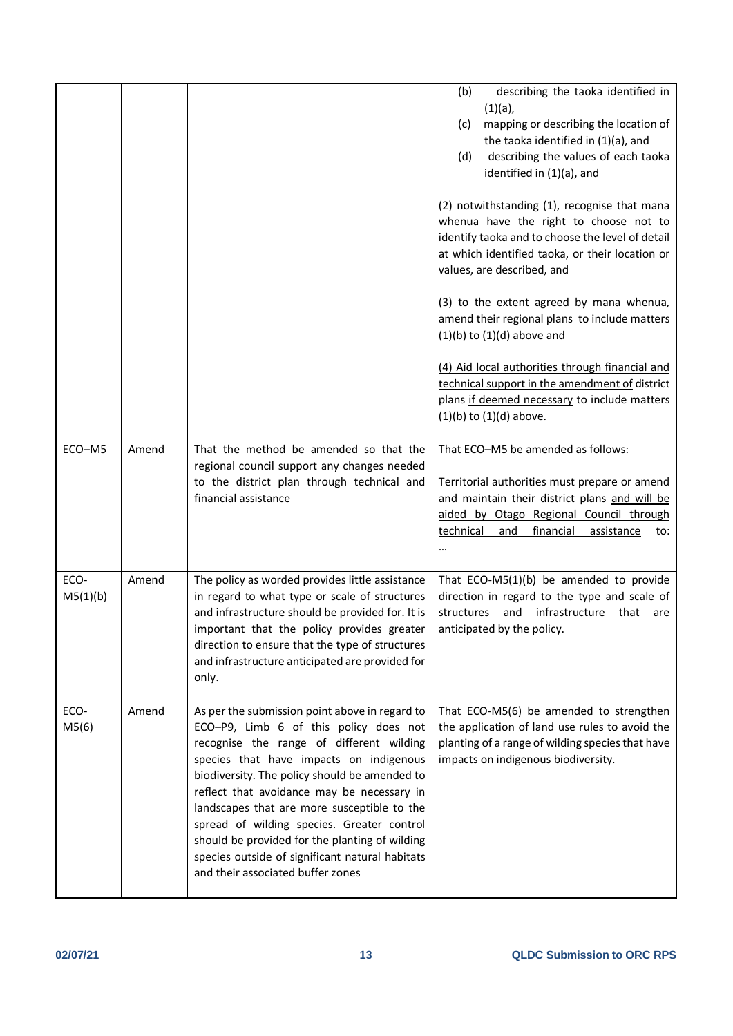| | | | |
|---|---|---|---|
| | | | (b) describing the taoka identified in (1)(a),<br>(c) mapping or describing the location of the taoka identified in (1)(a), and<br>(d) describing the values of each taoka identified in (1)(a), and<br><br>(2) notwithstanding (1), recognise that mana whenua have the right to choose not to identify taoka and to choose the level of detail at which identified taoka, or their location or values, are described, and<br><br>(3) to the extent agreed by mana whenua, amend their regional <u>plans</u> to include matters (1)(b) to (1)(d) above and<br><br><u>(4) Aid local authorities through financial and technical support in the amendment of</u> district plans <u>if deemed necessary</u> to include matters (1)(b) to (1)(d) above. |
| ECO–M5 | Amend | That the method be amended so that the regional council support any changes needed to the district plan through technical and financial assistance | That ECO–M5 be amended as follows:<br><br>Territorial authorities must prepare or amend and maintain their district plans <u>and will be aided by Otago Regional Council through technical and financial assistance</u> to: … |
| ECO-M5(1)(b) | Amend | The policy as worded provides little assistance in regard to what type or scale of structures and infrastructure should be provided for. It is important that the policy provides greater direction to ensure that the type of structures and infrastructure anticipated are provided for only. | That ECO-M5(1)(b) be amended to provide direction in regard to the type and scale of structures and infrastructure that are anticipated by the policy. |
| ECO-M5(6) | Amend | As per the submission point above in regard to ECO–P9, Limb 6 of this policy does not recognise the range of different wilding species that have impacts on indigenous biodiversity. The policy should be amended to reflect that avoidance may be necessary in landscapes that are more susceptible to the spread of wilding species. Greater control should be provided for the planting of wilding species outside of significant natural habitats and their associated buffer zones | That ECO-M5(6) be amended to strengthen the application of land use rules to avoid the planting of a range of wilding species that have impacts on indigenous biodiversity. |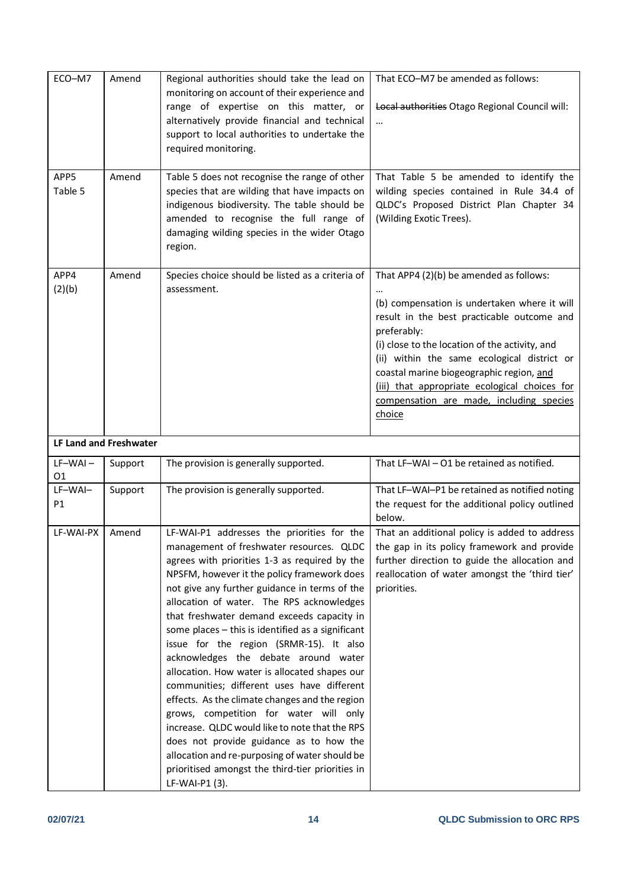| ECO–M7 | Amend | Regional authorities should take the lead on monitoring on account of their experience and range of expertise on this matter, or alternatively provide financial and technical support to local authorities to undertake the required monitoring. | That ECO–M7 be amended as follows:<br><br>~~Local authorities~~ Otago Regional Council will:<br>… |
|---|---|---|---|
| APP5 Table 5 | Amend | Table 5 does not recognise the range of other species that are wilding that have impacts on indigenous biodiversity. The table should be amended to recognise the full range of damaging wilding species in the wider Otago region. | That Table 5 be amended to identify the wilding species contained in Rule 34.4 of QLDC's Proposed District Plan Chapter 34 (Wilding Exotic Trees). |
| APP4 (2)(b) | Amend | Species choice should be listed as a criteria of assessment. | That APP4 (2)(b) be amended as follows:<br>…<br>(b) compensation is undertaken where it will result in the best practicable outcome and preferably:<br>(i) close to the location of the activity, and<br>(ii) within the same ecological district or coastal marine biogeographic region, <u>and</u><br><u>(iii) that appropriate ecological choices for compensation are made, including species choice</u> |
| **LF Land and Freshwater** | | | |
| LF–WAI – O1 | Support | The provision is generally supported. | That LF–WAI – O1 be retained as notified. |
| LF–WAI–P1 | Support | The provision is generally supported. | That LF–WAI–P1 be retained as notified noting the request for the additional policy outlined below. |
| LF-WAI-PX | Amend | LF-WAI-P1 addresses the priorities for the management of freshwater resources. QLDC agrees with priorities 1-3 as required by the NPSFM, however it the policy framework does not give any further guidance in terms of the allocation of water. The RPS acknowledges that freshwater demand exceeds capacity in some places – this is identified as a significant issue for the region (SRMR-15). It also acknowledges the debate around water allocation. How water is allocated shapes our communities; different uses have different effects. As the climate changes and the region grows, competition for water will only increase. QLDC would like to note that the RPS does not provide guidance as to how the allocation and re-purposing of water should be prioritised amongst the third-tier priorities in LF-WAI-P1 (3). | That an additional policy is added to address the gap in its policy framework and provide further direction to guide the allocation and reallocation of water amongst the 'third tier' priorities. |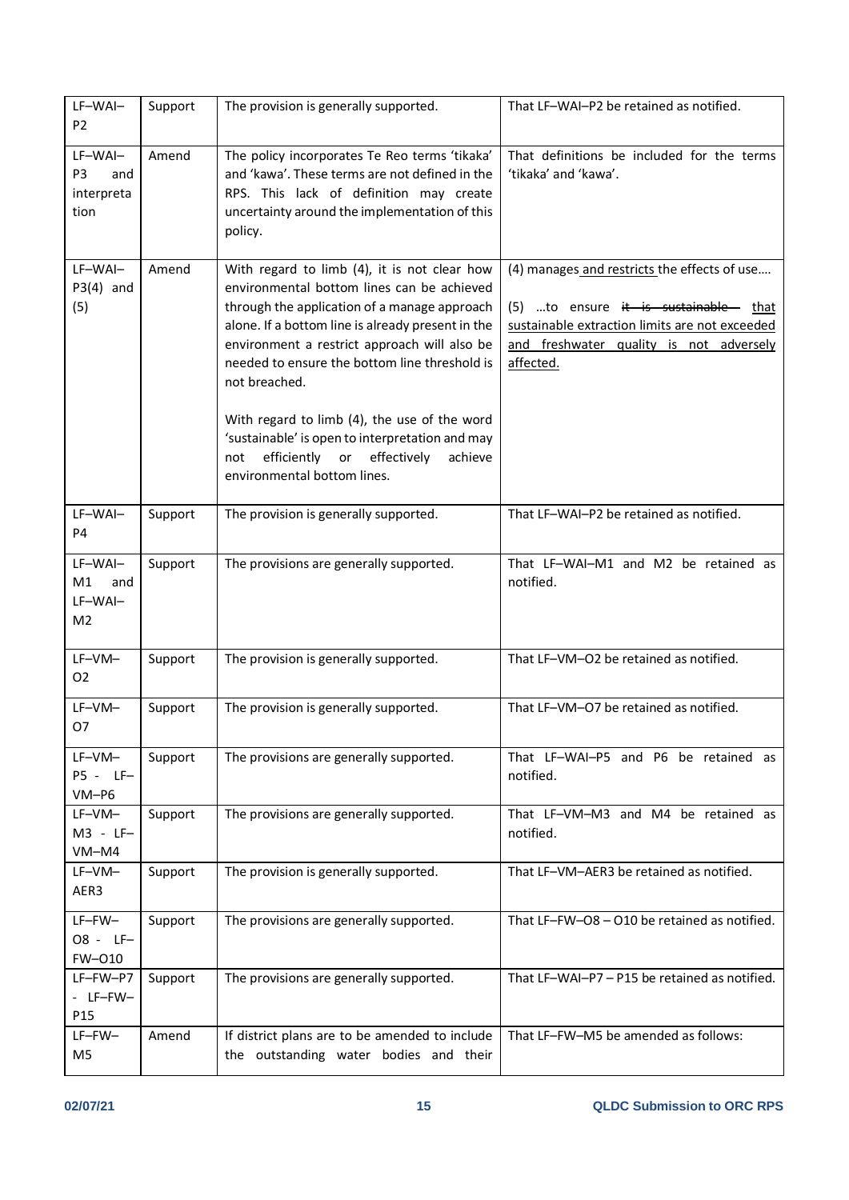| LF–WAI–P2 | Support | The provision is generally supported. | That LF–WAI–P2 be retained as notified. |
|---|---|---|---|
| LF–WAI–P3 and interpretation | Amend | The policy incorporates Te Reo terms 'tikaka' and 'kawa'. These terms are not defined in the RPS. This lack of definition may create uncertainty around the implementation of this policy. | That definitions be included for the terms 'tikaka' and 'kawa'. |
| LF–WAI–P3(4) and (5) | Amend | With regard to limb (4), it is not clear how environmental bottom lines can be achieved through the application of a manage approach alone. If a bottom line is already present in the environment a restrict approach will also be needed to ensure the bottom line threshold is not breached.<br><br>With regard to limb (4), the use of the word 'sustainable' is open to interpretation and may not efficiently or effectively achieve environmental bottom lines. | (4) manages <u>and restricts</u> the effects of use….<br><br>(5) …to ensure ~~it is sustainable~~ <u>that sustainable extraction limits are not exceeded and freshwater quality is not adversely affected.</u> |
| LF–WAI–P4 | Support | The provision is generally supported. | That LF–WAI–P2 be retained as notified. |
| LF–WAI–M1 and LF–WAI–M2 | Support | The provisions are generally supported. | That LF–WAI–M1 and M2 be retained as notified. |
| LF–VM–O2 | Support | The provision is generally supported. | That LF–VM–O2 be retained as notified. |
| LF–VM–O7 | Support | The provision is generally supported. | That LF–VM–O7 be retained as notified. |
| LF–VM–P5 - LF–VM–P6 | Support | The provisions are generally supported. | That LF–WAI–P5 and P6 be retained as notified. |
| LF–VM–M3 - LF–VM–M4 | Support | The provisions are generally supported. | That LF–VM–M3 and M4 be retained as notified. |
| LF–VM–AER3 | Support | The provision is generally supported. | That LF–VM–AER3 be retained as notified. |
| LF–FW–O8 - LF–FW–O10 | Support | The provisions are generally supported. | That LF–FW–O8 – O10 be retained as notified. |
| LF–FW–P7 - LF–FW–P15 | Support | The provisions are generally supported. | That LF–WAI–P7 – P15 be retained as notified. |
| LF–FW–M5 | Amend | If district plans are to be amended to include the outstanding water bodies and their | That LF–FW–M5 be amended as follows: |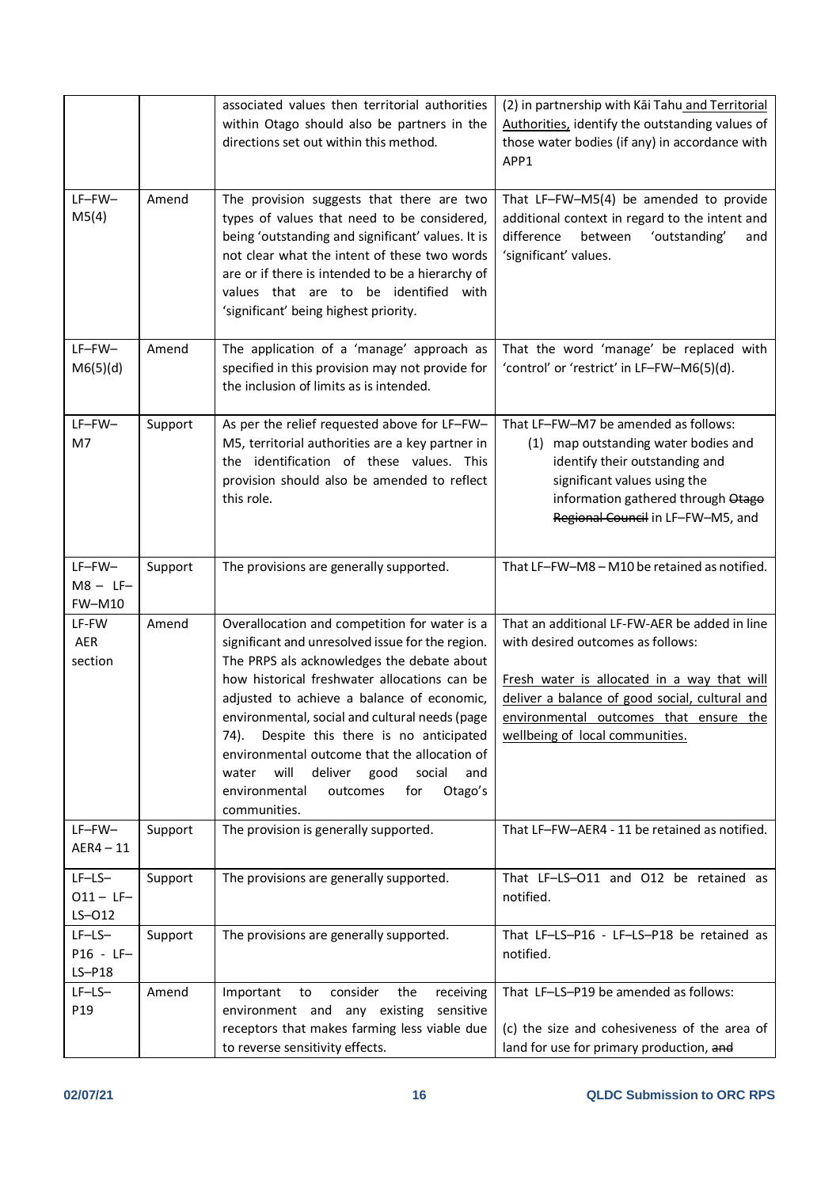| | | | |
|---|---|---|---|
| | | associated values then territorial authorities within Otago should also be partners in the directions set out within this method. | (2) in partnership with Kāi Tahu <u>and Territorial Authorities,</u> identify the outstanding values of those water bodies (if any) in accordance with APP1 |
| LF–FW–M5(4) | Amend | The provision suggests that there are two types of values that need to be considered, being 'outstanding and significant' values. It is not clear what the intent of these two words are or if there is intended to be a hierarchy of values that are to be identified with 'significant' being highest priority. | That LF–FW–M5(4) be amended to provide additional context in regard to the intent and difference between 'outstanding' and 'significant' values. |
| LF–FW–M6(5)(d) | Amend | The application of a 'manage' approach as specified in this provision may not provide for the inclusion of limits as is intended. | That the word 'manage' be replaced with 'control' or 'restrict' in LF–FW–M6(5)(d). |
| LF–FW–M7 | Support | As per the relief requested above for LF–FW–M5, territorial authorities are a key partner in the identification of these values. This provision should also be amended to reflect this role. | That LF–FW–M7 be amended as follows:<br>(1) map outstanding water bodies and identify their outstanding and significant values using the information gathered through ~~Otago Regional Council~~ in LF–FW–M5, and |
| LF–FW–M8 – LF–FW–M10 | Support | The provisions are generally supported. | That LF–FW–M8 – M10 be retained as notified. |
| LF-FW AER section | Amend | Overallocation and competition for water is a significant and unresolved issue for the region. The PRPS als acknowledges the debate about how historical freshwater allocations can be adjusted to achieve a balance of economic, environmental, social and cultural needs (page 74). Despite this there is no anticipated environmental outcome that the allocation of water will deliver good social and environmental outcomes for Otago's communities. | That an additional LF-FW-AER be added in line with desired outcomes as follows:<br><br><u>Fresh water is allocated in a way that will deliver a balance of good social, cultural and environmental outcomes that ensure the wellbeing of local communities.</u> |
| LF–FW–AER4 – 11 | Support | The provision is generally supported. | That LF–FW–AER4 - 11 be retained as notified. |
| LF–LS–O11 – LF–LS–O12 | Support | The provisions are generally supported. | That LF–LS–O11 and O12 be retained as notified. |
| LF–LS–P16 - LF–LS–P18 | Support | The provisions are generally supported. | That LF–LS–P16 - LF–LS–P18 be retained as notified. |
| LF–LS–P19 | Amend | Important to consider the receiving environment and any existing sensitive receptors that makes farming less viable due to reverse sensitivity effects. | That LF–LS–P19 be amended as follows:<br><br>(c) the size and cohesiveness of the area of land for use for primary production, ~~and~~ |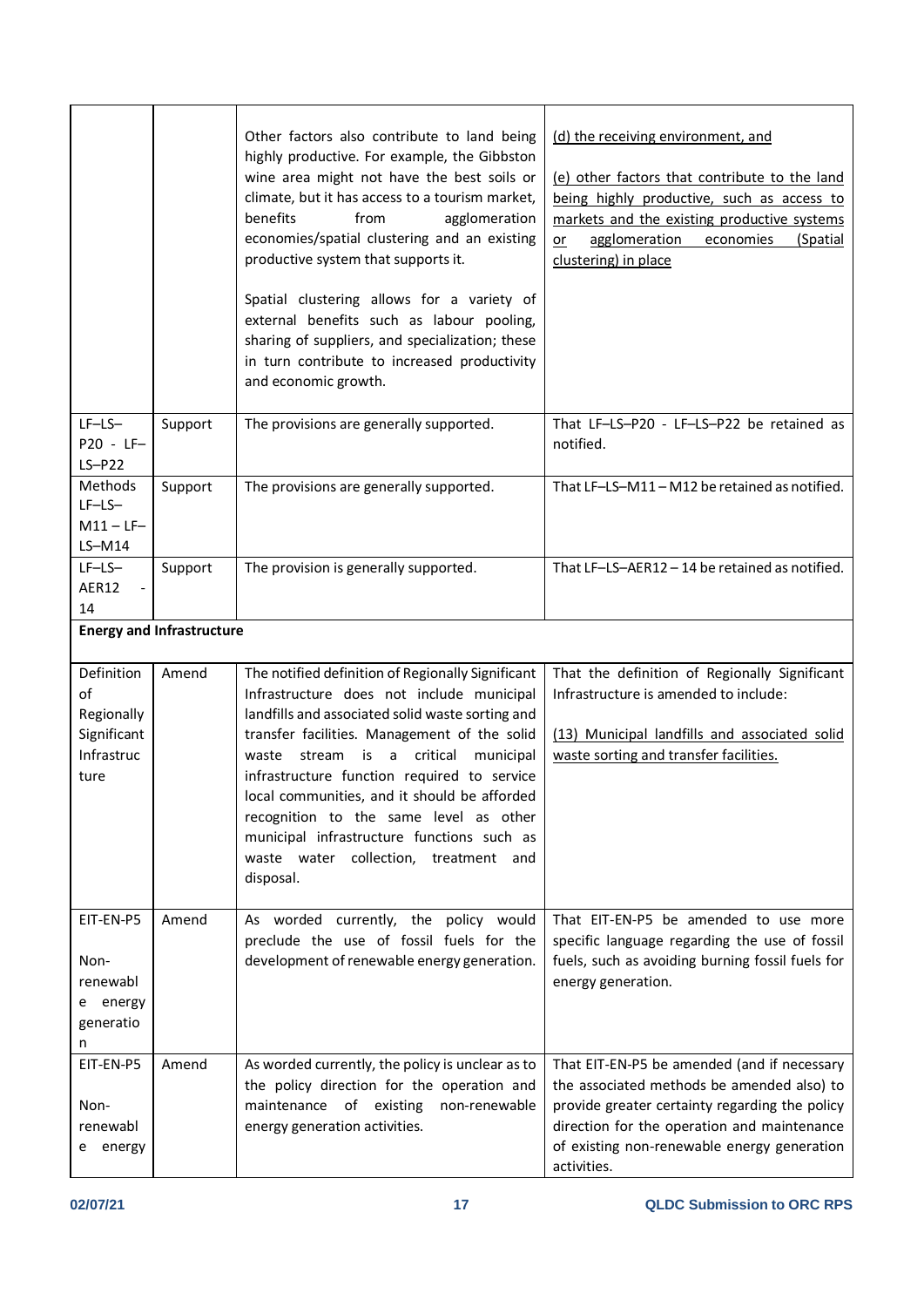| | | | |
|---|---|---|---|
| | | Other factors also contribute to land being highly productive. For example, the Gibbston wine area might not have the best soils or climate, but it has access to a tourism market, benefits from agglomeration economies/spatial clustering and an existing productive system that supports it.<br><br>Spatial clustering allows for a variety of external benefits such as labour pooling, sharing of suppliers, and specialization; these in turn contribute to increased productivity and economic growth. | <u>(d) the receiving environment, and</u><br><br><u>(e) other factors that contribute to the land being highly productive, such as access to markets and the existing productive systems or agglomeration economies (Spatial clustering) in place</u> |
| LF–LS–P20 - LF–LS–P22 | Support | The provisions are generally supported. | That LF–LS–P20 - LF–LS–P22 be retained as notified. |
| Methods LF–LS–M11 – LF–LS–M14 | Support | The provisions are generally supported. | That LF–LS–M11 – M12 be retained as notified. |
| LF–LS–AER12 - 14 | Support | The provision is generally supported. | That LF–LS–AER12 – 14 be retained as notified. |
| **Energy and Infrastructure** | | | |
| Definition of Regionally Significant Infrastructure | Amend | The notified definition of Regionally Significant Infrastructure does not include municipal landfills and associated solid waste sorting and transfer facilities. Management of the solid waste stream is a critical municipal infrastructure function required to service local communities, and it should be afforded recognition to the same level as other municipal infrastructure functions such as waste water collection, treatment and disposal. | That the definition of Regionally Significant Infrastructure is amended to include:<br><br><u>(13) Municipal landfills and associated solid waste sorting and transfer facilities.</u> |
| EIT-EN-P5<br><br>Non-renewable energy generation | Amend | As worded currently, the policy would preclude the use of fossil fuels for the development of renewable energy generation. | That EIT-EN-P5 be amended to use more specific language regarding the use of fossil fuels, such as avoiding burning fossil fuels for energy generation. |
| EIT-EN-P5<br><br>Non-renewable energy | Amend | As worded currently, the policy is unclear as to the policy direction for the operation and maintenance of existing non-renewable energy generation activities. | That EIT-EN-P5 be amended (and if necessary the associated methods be amended also) to provide greater certainty regarding the policy direction for the operation and maintenance of existing non-renewable energy generation activities. |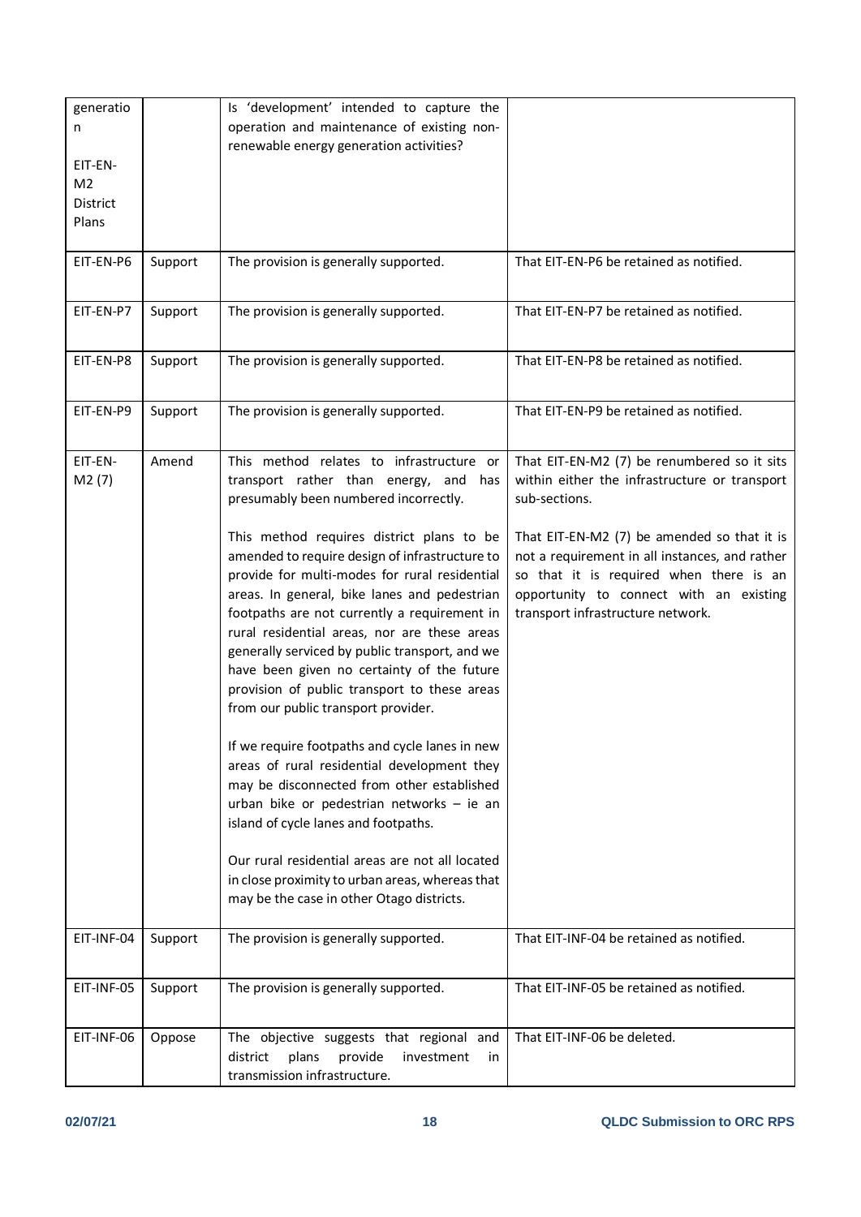| | | | |
|---|---|---|---|
| generation<br><br>EIT-EN-M2 District Plans | | Is 'development' intended to capture the operation and maintenance of existing non-renewable energy generation activities? | |
| EIT-EN-P6 | Support | The provision is generally supported. | That EIT-EN-P6 be retained as notified. |
| EIT-EN-P7 | Support | The provision is generally supported. | That EIT-EN-P7 be retained as notified. |
| EIT-EN-P8 | Support | The provision is generally supported. | That EIT-EN-P8 be retained as notified. |
| EIT-EN-P9 | Support | The provision is generally supported. | That EIT-EN-P9 be retained as notified. |
| EIT-EN-M2 (7) | Amend | This method relates to infrastructure or transport rather than energy, and has presumably been numbered incorrectly.<br><br>This method requires district plans to be amended to require design of infrastructure to provide for multi-modes for rural residential areas. In general, bike lanes and pedestrian footpaths are not currently a requirement in rural residential areas, nor are these areas generally serviced by public transport, and we have been given no certainty of the future provision of public transport to these areas from our public transport provider.<br><br>If we require footpaths and cycle lanes in new areas of rural residential development they may be disconnected from other established urban bike or pedestrian networks – ie an island of cycle lanes and footpaths.<br><br>Our rural residential areas are not all located in close proximity to urban areas, whereas that may be the case in other Otago districts. | That EIT-EN-M2 (7) be renumbered so it sits within either the infrastructure or transport sub-sections.<br><br>That EIT-EN-M2 (7) be amended so that it is not a requirement in all instances, and rather so that it is required when there is an opportunity to connect with an existing transport infrastructure network. |
| EIT-INF-04 | Support | The provision is generally supported. | That EIT-INF-04 be retained as notified. |
| EIT-INF-05 | Support | The provision is generally supported. | That EIT-INF-05 be retained as notified. |
| EIT-INF-06 | Oppose | The objective suggests that regional and district plans provide investment in transmission infrastructure. | That EIT-INF-06 be deleted. |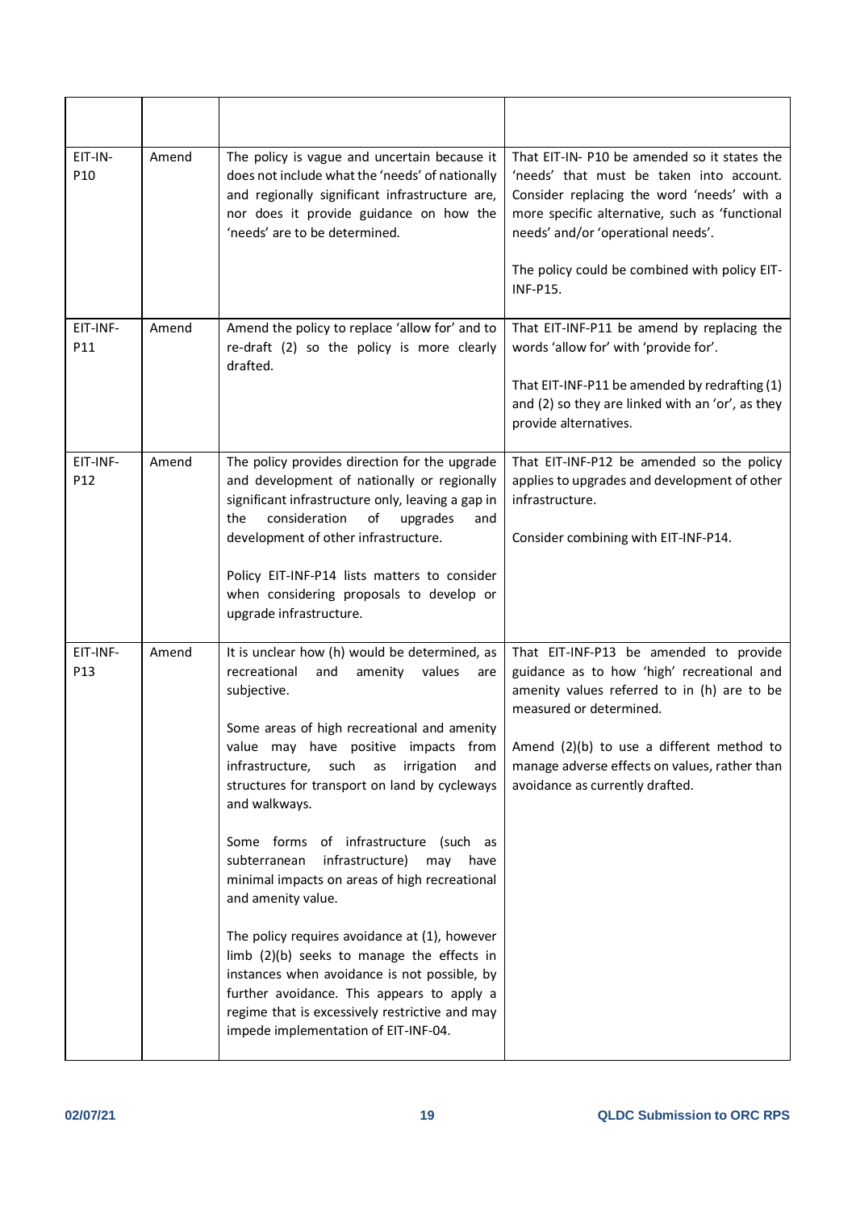| | | | |
|---|---|---|---|
| EIT-IN-P10 | Amend | The policy is vague and uncertain because it does not include what the 'needs' of nationally and regionally significant infrastructure are, nor does it provide guidance on how the 'needs' are to be determined. | That EIT-IN- P10 be amended so it states the 'needs' that must be taken into account. Consider replacing the word 'needs' with a more specific alternative, such as 'functional needs' and/or 'operational needs'.<br><br>The policy could be combined with policy EIT-INF-P15. |
| EIT-INF-P11 | Amend | Amend the policy to replace 'allow for' and to re-draft (2) so the policy is more clearly drafted. | That EIT-INF-P11 be amend by replacing the words 'allow for' with 'provide for'.<br><br>That EIT-INF-P11 be amended by redrafting (1) and (2) so they are linked with an 'or', as they provide alternatives. |
| EIT-INF-P12 | Amend | The policy provides direction for the upgrade and development of nationally or regionally significant infrastructure only, leaving a gap in the consideration of upgrades and development of other infrastructure.<br><br>Policy EIT-INF-P14 lists matters to consider when considering proposals to develop or upgrade infrastructure. | That EIT-INF-P12 be amended so the policy applies to upgrades and development of other infrastructure.<br><br>Consider combining with EIT-INF-P14. |
| EIT-INF-P13 | Amend | It is unclear how (h) would be determined, as recreational and amenity values are subjective.<br><br>Some areas of high recreational and amenity value may have positive impacts from infrastructure, such as irrigation and structures for transport on land by cycleways and walkways.<br><br>Some forms of infrastructure (such as subterranean infrastructure) may have minimal impacts on areas of high recreational and amenity value.<br><br>The policy requires avoidance at (1), however limb (2)(b) seeks to manage the effects in instances when avoidance is not possible, by further avoidance. This appears to apply a regime that is excessively restrictive and may impede implementation of EIT-INF-04. | That EIT-INF-P13 be amended to provide guidance as to how 'high' recreational and amenity values referred to in (h) are to be measured or determined.<br><br>Amend (2)(b) to use a different method to manage adverse effects on values, rather than avoidance as currently drafted. |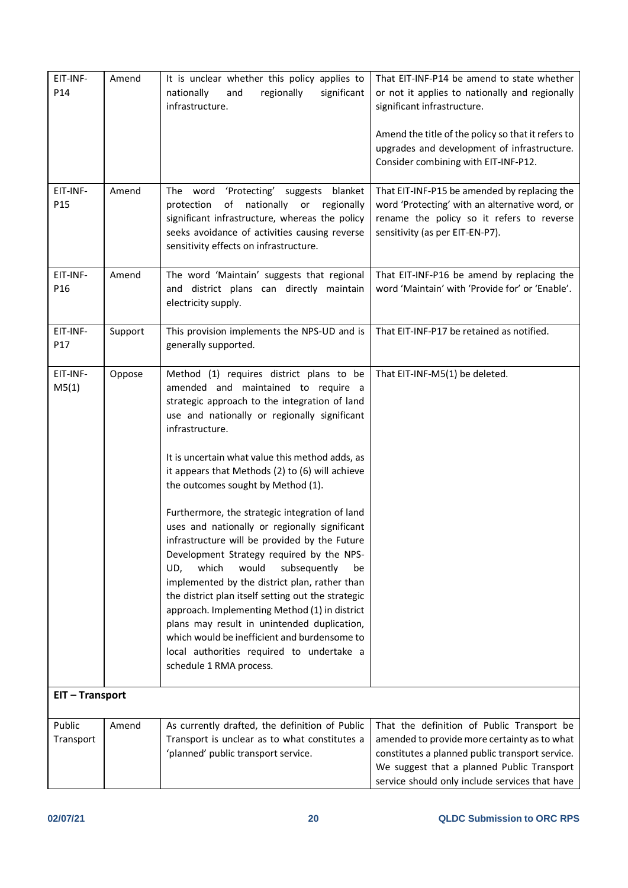| | | | |
|---|---|---|---|
| EIT-INF-P14 | Amend | It is unclear whether this policy applies to nationally and regionally significant infrastructure. | That EIT-INF-P14 be amend to state whether or not it applies to nationally and regionally significant infrastructure.<br><br>Amend the title of the policy so that it refers to upgrades and development of infrastructure. Consider combining with EIT-INF-P12. |
| EIT-INF-P15 | Amend | The word 'Protecting' suggests blanket protection of nationally or regionally significant infrastructure, whereas the policy seeks avoidance of activities causing reverse sensitivity effects on infrastructure. | That EIT-INF-P15 be amended by replacing the word 'Protecting' with an alternative word, or rename the policy so it refers to reverse sensitivity (as per EIT-EN-P7). |
| EIT-INF-P16 | Amend | The word 'Maintain' suggests that regional and district plans can directly maintain electricity supply. | That EIT-INF-P16 be amend by replacing the word 'Maintain' with 'Provide for' or 'Enable'. |
| EIT-INF-P17 | Support | This provision implements the NPS-UD and is generally supported. | That EIT-INF-P17 be retained as notified. |
| EIT-INF-M5(1) | Oppose | Method (1) requires district plans to be amended and maintained to require a strategic approach to the integration of land use and nationally or regionally significant infrastructure.<br><br>It is uncertain what value this method adds, as it appears that Methods (2) to (6) will achieve the outcomes sought by Method (1).<br><br>Furthermore, the strategic integration of land uses and nationally or regionally significant infrastructure will be provided by the Future Development Strategy required by the NPS-UD, which would subsequently be implemented by the district plan, rather than the district plan itself setting out the strategic approach. Implementing Method (1) in district plans may result in unintended duplication, which would be inefficient and burdensome to local authorities required to undertake a schedule 1 RMA process. | That EIT-INF-M5(1) be deleted. |
| **EIT – Transport** | | | |
| Public Transport | Amend | As currently drafted, the definition of Public Transport is unclear as to what constitutes a 'planned' public transport service. | That the definition of Public Transport be amended to provide more certainty as to what constitutes a planned public transport service. We suggest that a planned Public Transport service should only include services that have |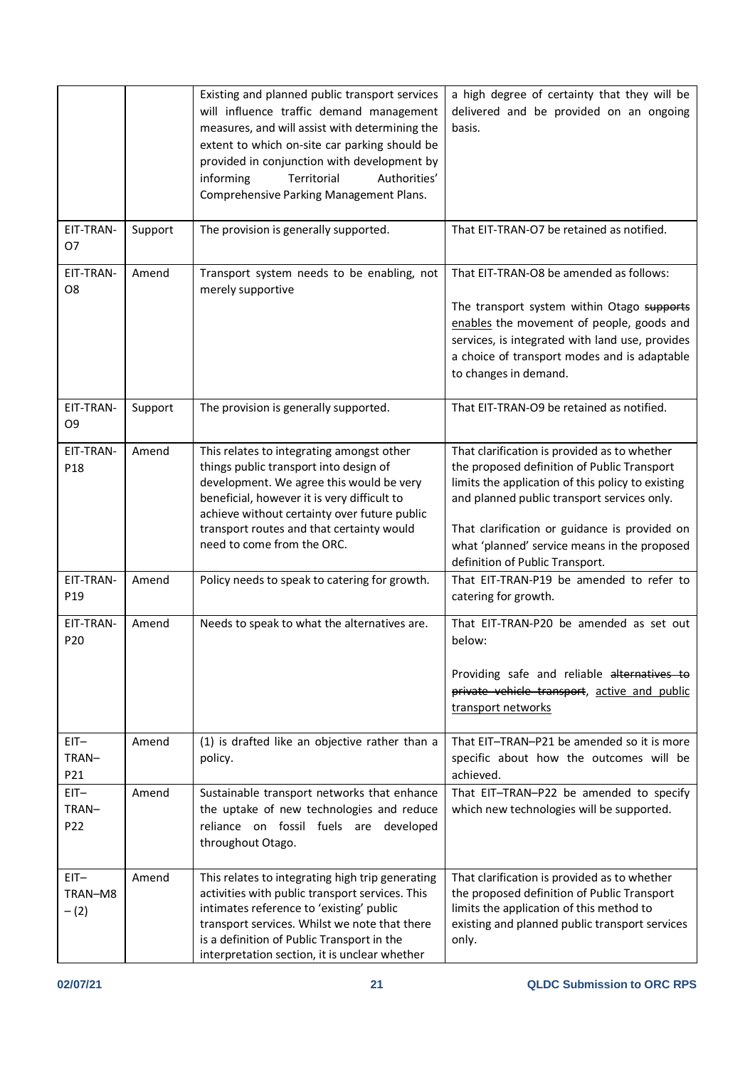| | | | |
|---|---|---|---|
| | | Existing and planned public transport services will influence traffic demand management measures, and will assist with determining the extent to which on-site car parking should be provided in conjunction with development by informing Territorial Authorities' Comprehensive Parking Management Plans. | a high degree of certainty that they will be delivered and be provided on an ongoing basis. |
| EIT-TRAN-O7 | Support | The provision is generally supported. | That EIT-TRAN-O7 be retained as notified. |
| EIT-TRAN-O8 | Amend | Transport system needs to be enabling, not merely supportive | That EIT-TRAN-O8 be amended as follows:<br><br>The transport system within Otago ~~supports~~ enables the movement of people, goods and services, is integrated with land use, provides a choice of transport modes and is adaptable to changes in demand. |
| EIT-TRAN-O9 | Support | The provision is generally supported. | That EIT-TRAN-O9 be retained as notified. |
| EIT-TRAN-P18 | Amend | This relates to integrating amongst other things public transport into design of development. We agree this would be very beneficial, however it is very difficult to achieve without certainty over future public transport routes and that certainty would need to come from the ORC. | That clarification is provided as to whether the proposed definition of Public Transport limits the application of this policy to existing and planned public transport services only.<br><br>That clarification or guidance is provided on what 'planned' service means in the proposed definition of Public Transport. |
| EIT-TRAN-P19 | Amend | Policy needs to speak to catering for growth. | That EIT-TRAN-P19 be amended to refer to catering for growth. |
| EIT-TRAN-P20 | Amend | Needs to speak to what the alternatives are. | That EIT-TRAN-P20 be amended as set out below:<br><br>Providing safe and reliable ~~alternatives to private vehicle transport~~, active and public transport networks |
| EIT–TRAN–P21 | Amend | (1) is drafted like an objective rather than a policy. | That EIT–TRAN–P21 be amended so it is more specific about how the outcomes will be achieved. |
| EIT–TRAN–P22 | Amend | Sustainable transport networks that enhance the uptake of new technologies and reduce reliance on fossil fuels are developed throughout Otago. | That EIT–TRAN–P22 be amended to specify which new technologies will be supported. |
| EIT–TRAN–M8 – (2) | Amend | This relates to integrating high trip generating activities with public transport services. This intimates reference to 'existing' public transport services. Whilst we note that there is a definition of Public Transport in the interpretation section, it is unclear whether | That clarification is provided as to whether the proposed definition of Public Transport limits the application of this method to existing and planned public transport services only. |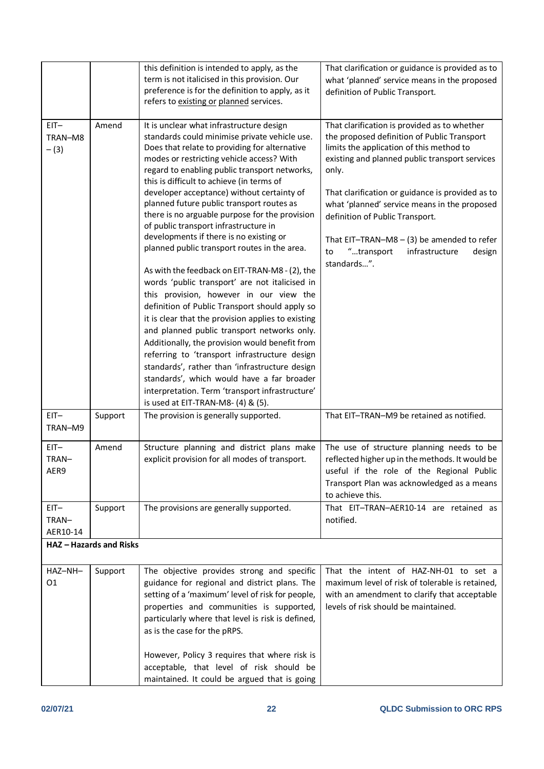| | | | |
|---|---|---|---|
| | | this definition is intended to apply, as the term is not italicised in this provision. Our preference is for the definition to apply, as it refers to existing or planned services. | That clarification or guidance is provided as to what 'planned' service means in the proposed definition of Public Transport. |
| EIT–TRAN–M8 – (3) | Amend | It is unclear what infrastructure design standards could minimise private vehicle use. Does that relate to providing for alternative modes or restricting vehicle access? With regard to enabling public transport networks, this is difficult to achieve (in terms of developer acceptance) without certainty of planned future public transport routes as there is no arguable purpose for the provision of public transport infrastructure in developments if there is no existing or planned public transport routes in the area.<br><br>As with the feedback on EIT-TRAN-M8 - (2), the words 'public transport' are not italicised in this provision, however in our view the definition of Public Transport should apply so it is clear that the provision applies to existing and planned public transport networks only. Additionally, the provision would benefit from referring to 'transport infrastructure design standards', rather than 'infrastructure design standards', which would have a far broader interpretation. Term 'transport infrastructure' is used at EIT-TRAN-M8- (4) & (5). | That clarification is provided as to whether the proposed definition of Public Transport limits the application of this method to existing and planned public transport services only.<br><br>That clarification or guidance is provided as to what 'planned' service means in the proposed definition of Public Transport.<br><br>That EIT–TRAN–M8 – (3) be amended to refer to "…transport infrastructure design standards…". |
| EIT–TRAN–M9 | Support | The provision is generally supported. | That EIT–TRAN–M9 be retained as notified. |
| EIT–TRAN–AER9 | Amend | Structure planning and district plans make explicit provision for all modes of transport. | The use of structure planning needs to be reflected higher up in the methods. It would be useful if the role of the Regional Public Transport Plan was acknowledged as a means to achieve this. |
| EIT–TRAN–AER10-14 | Support | The provisions are generally supported. | That EIT–TRAN–AER10-14 are retained as notified. |
| **HAZ – Hazards and Risks** | | | |
| HAZ–NH–O1 | Support | The objective provides strong and specific guidance for regional and district plans. The setting of a 'maximum' level of risk for people, properties and communities is supported, particularly where that level is risk is defined, as is the case for the pRPS.<br><br>However, Policy 3 requires that where risk is acceptable, that level of risk should be maintained. It could be argued that is going | That the intent of HAZ-NH-01 to set a maximum level of risk of tolerable is retained, with an amendment to clarify that acceptable levels of risk should be maintained. |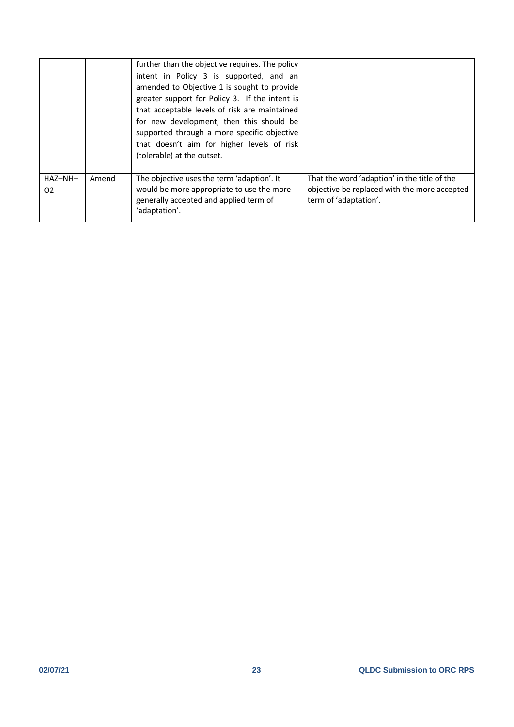| | | | |
|---|---|---|---|
| | | further than the objective requires. The policy intent in Policy 3 is supported, and an amended to Objective 1 is sought to provide greater support for Policy 3. If the intent is that acceptable levels of risk are maintained for new development, then this should be supported through a more specific objective that doesn't aim for higher levels of risk (tolerable) at the outset. | |
| HAZ–NH–O2 | Amend | The objective uses the term 'adaption'. It would be more appropriate to use the more generally accepted and applied term of 'adaptation'. | That the word 'adaption' in the title of the objective be replaced with the more accepted term of 'adaptation'. |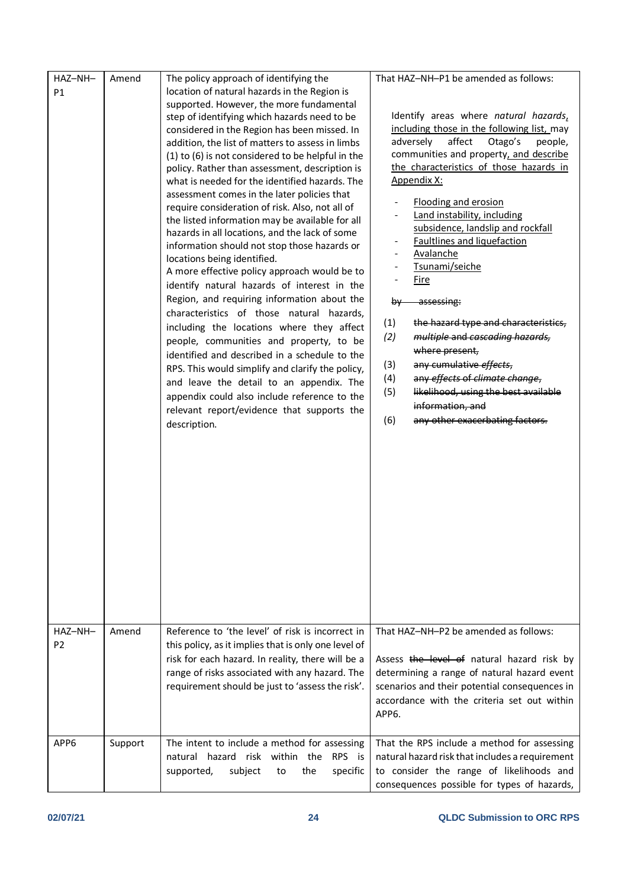| HAZ–NH–P1 | Amend | The policy approach of identifying the location of natural hazards in the Region is supported. However, the more fundamental step of identifying which hazards need to be considered in the Region has been missed. In addition, the list of matters to assess in limbs (1) to (6) is not considered to be helpful in the policy. Rather than assessment, description is what is needed for the identified hazards. The assessment comes in the later policies that require consideration of risk. Also, not all of the listed information may be available for all hazards in all locations, and the lack of some information should not stop those hazards or locations being identified.<br>A more effective policy approach would be to identify natural hazards of interest in the Region, and requiring information about the characteristics of those natural hazards, including the locations where they affect people, communities and property, to be identified and described in a schedule to the RPS. This would simplify and clarify the policy, and leave the detail to an appendix. The appendix could also include reference to the relevant report/evidence that supports the description. | That HAZ–NH–P1 be amended as follows:<br><br>Identify areas where *natural hazards*, <u>including those in the following list,</u> may adversely affect Otago's people, communities and property<u>, and describe the characteristics of those hazards in Appendix X:</u><br>- <u>Flooding and erosion</u><br>- <u>Land instability, including subsidence, landslip and rockfall</u><br>- <u>Faultlines and liquefaction</u><br>- <u>Avalanche</u><br>- <u>Tsunami/seiche</u><br>- <u>Fire</u><br><br>~~by assessing:~~<br>(1) ~~the hazard type and characteristics,~~<br>*(2)* ~~*multiple* and *cascading hazards*, where present,~~<br>(3) ~~any cumulative *effects*,~~<br>(4) ~~any *effects* of *climate change*,~~<br>(5) ~~likelihood, using the best available information, and~~<br>(6) ~~any other exacerbating factors.~~ |
|---|---|---|---|
| HAZ–NH–P2 | Amend | Reference to 'the level' of risk is incorrect in this policy, as it implies that is only one level of risk for each hazard. In reality, there will be a range of risks associated with any hazard. The requirement should be just to 'assess the risk'. | That HAZ–NH–P2 be amended as follows:<br><br>Assess ~~the level of~~ natural hazard risk by determining a range of natural hazard event scenarios and their potential consequences in accordance with the criteria set out within APP6. |
| APP6 | Support | The intent to include a method for assessing natural hazard risk within the RPS is supported, subject to the specific | That the RPS include a method for assessing natural hazard risk that includes a requirement to consider the range of likelihoods and consequences possible for types of hazards, |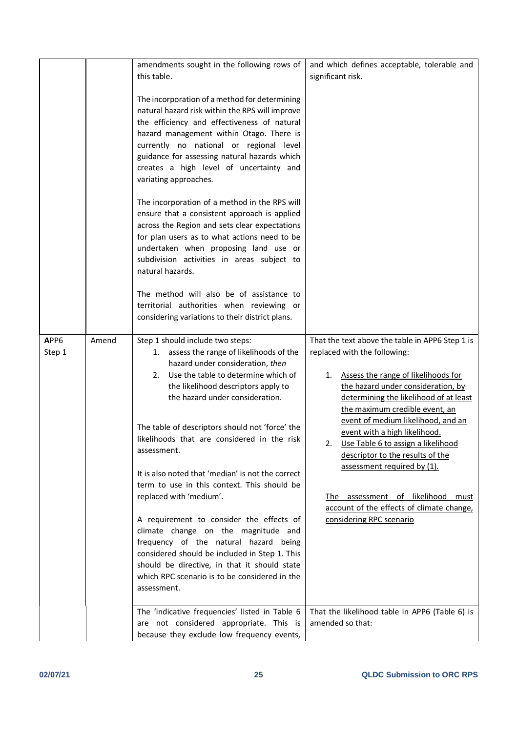| | | | |
|---|---|---|---|
| | | amendments sought in the following rows of this table.<br><br>The incorporation of a method for determining natural hazard risk within the RPS will improve the efficiency and effectiveness of natural hazard management within Otago. There is currently no national or regional level guidance for assessing natural hazards which creates a high level of uncertainty and variating approaches.<br><br>The incorporation of a method in the RPS will ensure that a consistent approach is applied across the Region and sets clear expectations for plan users as to what actions need to be undertaken when proposing land use or subdivision activities in areas subject to natural hazards.<br><br>The method will also be of assistance to territorial authorities when reviewing or considering variations to their district plans. | and which defines acceptable, tolerable and significant risk. |
| APP6 Step 1 | Amend | Step 1 should include two steps:<br>1. assess the range of likelihoods of the hazard under consideration, *then*<br>2. Use the table to determine which of the likelihood descriptors apply to the hazard under consideration.<br><br>The table of descriptors should not 'force' the likelihoods that are considered in the risk assessment.<br><br>It is also noted that 'median' is not the correct term to use in this context. This should be replaced with 'medium'.<br><br>A requirement to consider the effects of climate change on the magnitude and frequency of the natural hazard being considered should be included in Step 1. This should be directive, in that it should state which RPC scenario is to be considered in the assessment. | That the text above the table in APP6 Step 1 is replaced with the following:<br><br>1. <u>Assess the range of likelihoods for the hazard under consideration, by determining the likelihood of at least the maximum credible event, an event of medium likelihood, and an event with a high likelihood.</u><br>2. <u>Use Table 6 to assign a likelihood descriptor to the results of the assessment required by (1).</u><br><br><u>The assessment of likelihood must account of the effects of climate change, considering RPC scenario</u> |
| | | The 'indicative frequencies' listed in Table 6 are not considered appropriate. This is because they exclude low frequency events, | That the likelihood table in APP6 (Table 6) is amended so that: |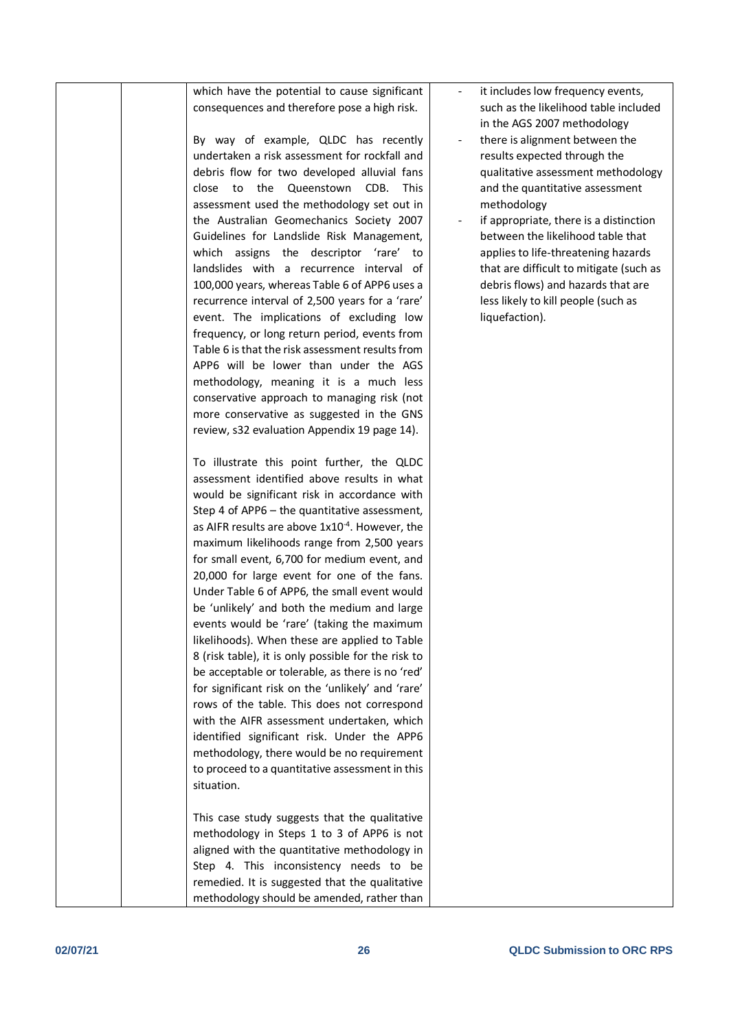| | | | |
|---|---|---|---|
| | | which have the potential to cause significant consequences and therefore pose a high risk.<br><br>By way of example, QLDC has recently undertaken a risk assessment for rockfall and debris flow for two developed alluvial fans close to the Queenstown CDB. This assessment used the methodology set out in the Australian Geomechanics Society 2007 Guidelines for Landslide Risk Management, which assigns the descriptor 'rare' to landslides with a recurrence interval of 100,000 years, whereas Table 6 of APP6 uses a recurrence interval of 2,500 years for a 'rare' event. The implications of excluding low frequency, or long return period, events from Table 6 is that the risk assessment results from APP6 will be lower than under the AGS methodology, meaning it is a much less conservative approach to managing risk (not more conservative as suggested in the GNS review, s32 evaluation Appendix 19 page 14).<br><br>To illustrate this point further, the QLDC assessment identified above results in what would be significant risk in accordance with Step 4 of APP6 – the quantitative assessment, as AIFR results are above $1x10^{-4}$. However, the maximum likelihoods range from 2,500 years for small event, 6,700 for medium event, and 20,000 for large event for one of the fans. Under Table 6 of APP6, the small event would be 'unlikely' and both the medium and large events would be 'rare' (taking the maximum likelihoods). When these are applied to Table 8 (risk table), it is only possible for the risk to be acceptable or tolerable, as there is no 'red' for significant risk on the 'unlikely' and 'rare' rows of the table. This does not correspond with the AIFR assessment undertaken, which identified significant risk. Under the APP6 methodology, there would be no requirement to proceed to a quantitative assessment in this situation.<br><br>This case study suggests that the qualitative methodology in Steps 1 to 3 of APP6 is not aligned with the quantitative methodology in Step 4. This inconsistency needs to be remedied. It is suggested that the qualitative methodology should be amended, rather than | - it includes low frequency events, such as the likelihood table included in the AGS 2007 methodology<br>- there is alignment between the results expected through the qualitative assessment methodology and the quantitative assessment methodology<br>- if appropriate, there is a distinction between the likelihood table that applies to life-threatening hazards that are difficult to mitigate (such as debris flows) and hazards that are less likely to kill people (such as liquefaction). |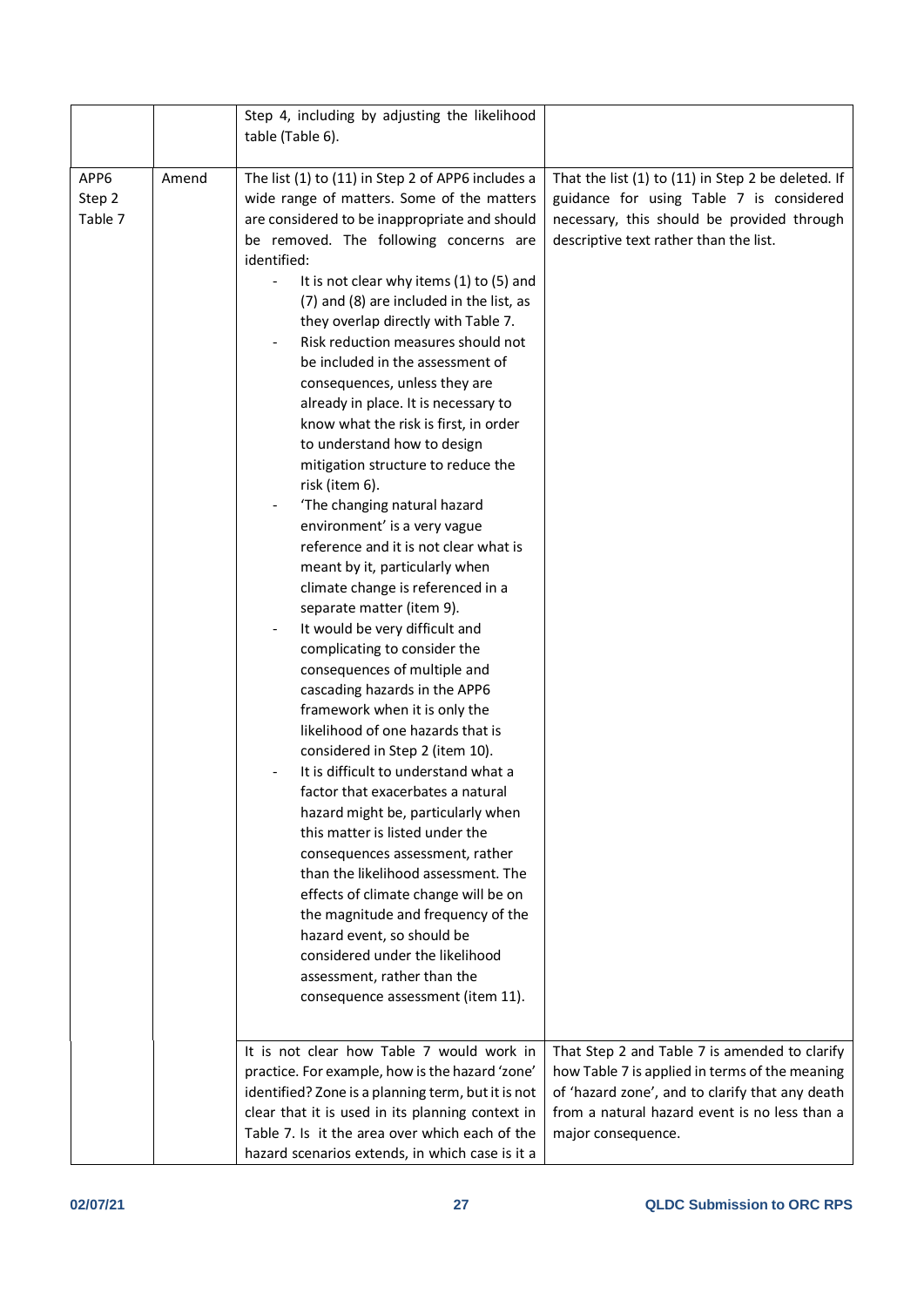| | | | |
|---|---|---|---|
| | | Step 4, including by adjusting the likelihood table (Table 6). | |
| APP6 Step 2 Table 7 | Amend | The list (1) to (11) in Step 2 of APP6 includes a wide range of matters. Some of the matters are considered to be inappropriate and should be removed. The following concerns are identified:<br>- It is not clear why items (1) to (5) and (7) and (8) are included in the list, as they overlap directly with Table 7.<br>- Risk reduction measures should not be included in the assessment of consequences, unless they are already in place. It is necessary to know what the risk is first, in order to understand how to design mitigation structure to reduce the risk (item 6).<br>- 'The changing natural hazard environment' is a very vague reference and it is not clear what is meant by it, particularly when climate change is referenced in a separate matter (item 9).<br>- It would be very difficult and complicating to consider the consequences of multiple and cascading hazards in the APP6 framework when it is only the likelihood of one hazards that is considered in Step 2 (item 10).<br>- It is difficult to understand what a factor that exacerbates a natural hazard might be, particularly when this matter is listed under the consequences assessment, rather than the likelihood assessment. The effects of climate change will be on the magnitude and frequency of the hazard event, so should be considered under the likelihood assessment, rather than the consequence assessment (item 11). | That the list (1) to (11) in Step 2 be deleted. If guidance for using Table 7 is considered necessary, this should be provided through descriptive text rather than the list. |
| | | It is not clear how Table 7 would work in practice. For example, how is the hazard 'zone' identified? Zone is a planning term, but it is not clear that it is used in its planning context in Table 7. Is it the area over which each of the hazard scenarios extends, in which case is it a | That Step 2 and Table 7 is amended to clarify how Table 7 is applied in terms of the meaning of 'hazard zone', and to clarify that any death from a natural hazard event is no less than a major consequence. |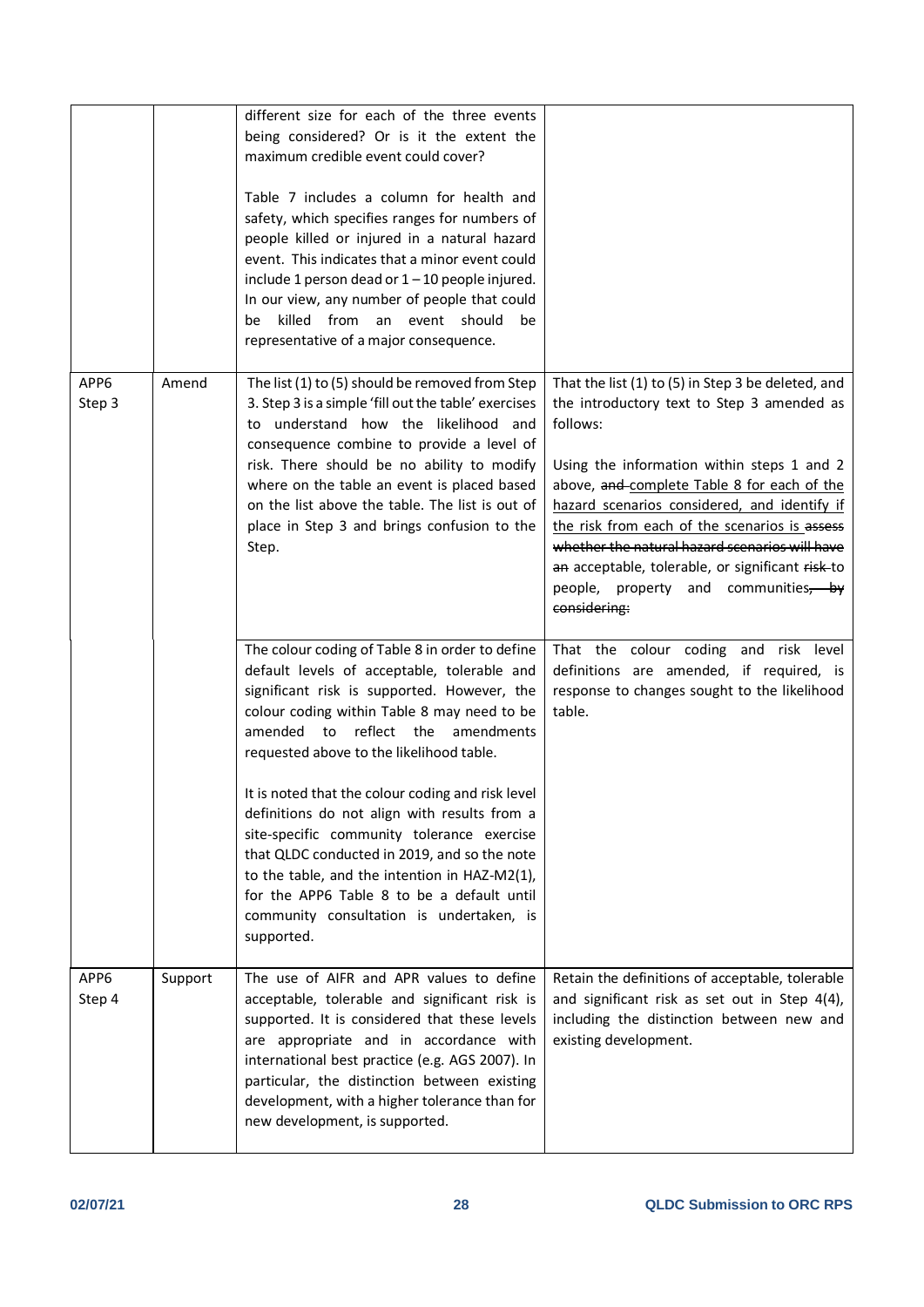| | | | |
|---|---|---|---|
| | | different size for each of the three events being considered? Or is it the extent the maximum credible event could cover?<br><br>Table 7 includes a column for health and safety, which specifies ranges for numbers of people killed or injured in a natural hazard event. This indicates that a minor event could include 1 person dead or 1 – 10 people injured. In our view, any number of people that could be killed from an event should be representative of a major consequence. | |
| APP6 Step 3 | Amend | The list (1) to (5) should be removed from Step 3. Step 3 is a simple 'fill out the table' exercises to understand how the likelihood and consequence combine to provide a level of risk. There should be no ability to modify where on the table an event is placed based on the list above the table. The list is out of place in Step 3 and brings confusion to the Step. | That the list (1) to (5) in Step 3 be deleted, and the introductory text to Step 3 amended as follows:<br><br>Using the information within steps 1 and 2 above, ~~and~~ <u>complete Table 8 for each of the hazard scenarios considered, and identify if the risk from each of the scenarios is</u> ~~assess whether the natural hazard scenarios will have an~~ acceptable, tolerable, or significant ~~risk~~ to people, property and communities~~, by considering:~~ |
| | | The colour coding of Table 8 in order to define default levels of acceptable, tolerable and significant risk is supported. However, the colour coding within Table 8 may need to be amended to reflect the amendments requested above to the likelihood table.<br><br>It is noted that the colour coding and risk level definitions do not align with results from a site-specific community tolerance exercise that QLDC conducted in 2019, and so the note to the table, and the intention in HAZ-M2(1), for the APP6 Table 8 to be a default until community consultation is undertaken, is supported. | That the colour coding and risk level definitions are amended, if required, is response to changes sought to the likelihood table. |
| APP6 Step 4 | Support | The use of AIFR and APR values to define acceptable, tolerable and significant risk is supported. It is considered that these levels are appropriate and in accordance with international best practice (e.g. AGS 2007). In particular, the distinction between existing development, with a higher tolerance than for new development, is supported. | Retain the definitions of acceptable, tolerable and significant risk as set out in Step 4(4), including the distinction between new and existing development. |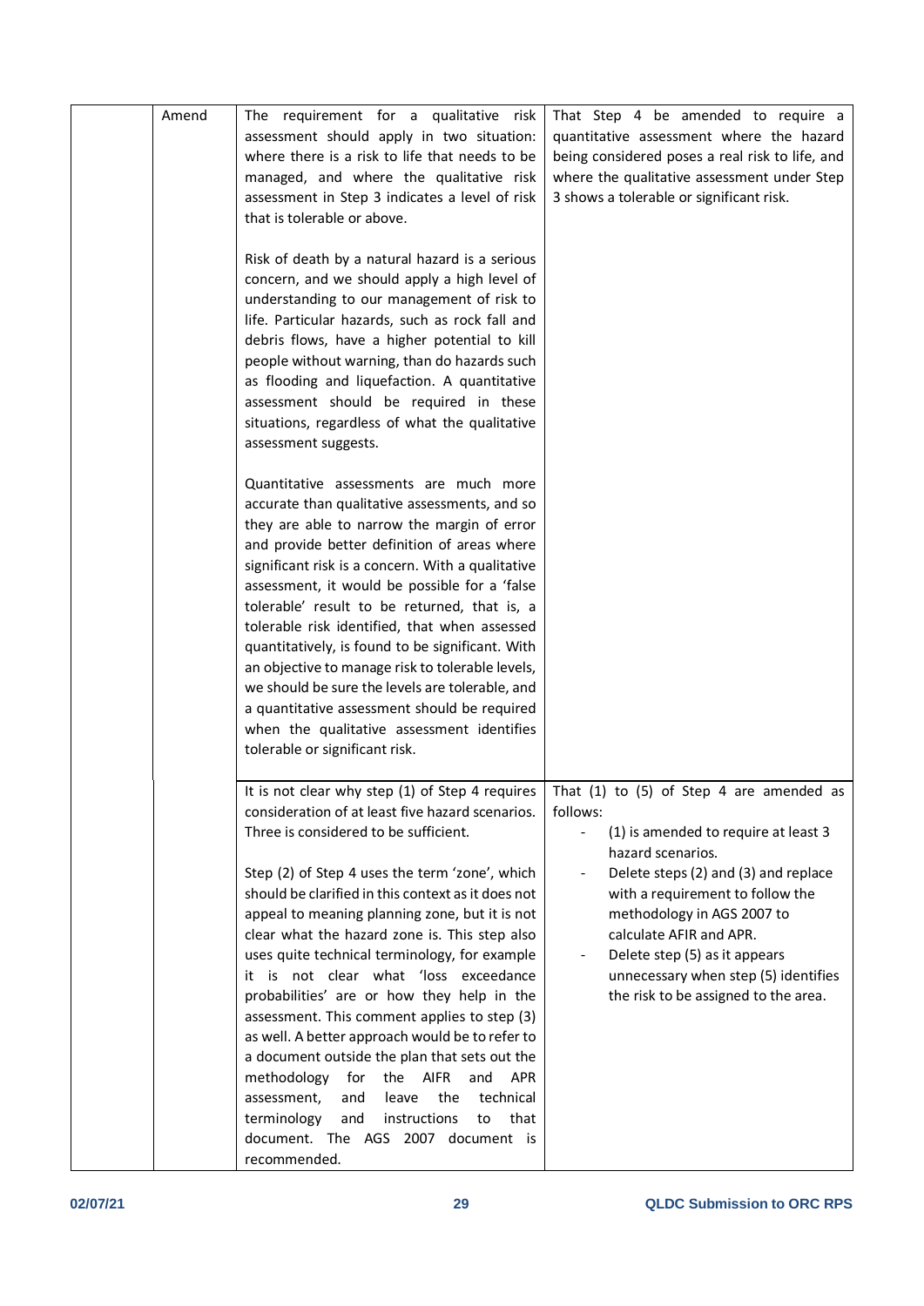| | | | |
|---|---|---|---|
| | Amend | The requirement for a qualitative risk assessment should apply in two situation: where there is a risk to life that needs to be managed, and where the qualitative risk assessment in Step 3 indicates a level of risk that is tolerable or above.<br><br>Risk of death by a natural hazard is a serious concern, and we should apply a high level of understanding to our management of risk to life. Particular hazards, such as rock fall and debris flows, have a higher potential to kill people without warning, than do hazards such as flooding and liquefaction. A quantitative assessment should be required in these situations, regardless of what the qualitative assessment suggests.<br><br>Quantitative assessments are much more accurate than qualitative assessments, and so they are able to narrow the margin of error and provide better definition of areas where significant risk is a concern. With a qualitative assessment, it would be possible for a 'false tolerable' result to be returned, that is, a tolerable risk identified, that when assessed quantitatively, is found to be significant. With an objective to manage risk to tolerable levels, we should be sure the levels are tolerable, and a quantitative assessment should be required when the qualitative assessment identifies tolerable or significant risk. | That Step 4 be amended to require a quantitative assessment where the hazard being considered poses a real risk to life, and where the qualitative assessment under Step 3 shows a tolerable or significant risk. |
| | | It is not clear why step (1) of Step 4 requires consideration of at least five hazard scenarios. Three is considered to be sufficient.<br><br>Step (2) of Step 4 uses the term 'zone', which should be clarified in this context as it does not appeal to meaning planning zone, but it is not clear what the hazard zone is. This step also uses quite technical terminology, for example it is not clear what 'loss exceedance probabilities' are or how they help in the assessment. This comment applies to step (3) as well. A better approach would be to refer to a document outside the plan that sets out the methodology for the AIFR and APR assessment, and leave the technical terminology and instructions to that document. The AGS 2007 document is recommended. | That (1) to (5) of Step 4 are amended as follows:<br>- (1) is amended to require at least 3 hazard scenarios.<br>- Delete steps (2) and (3) and replace with a requirement to follow the methodology in AGS 2007 to calculate AFIR and APR.<br>- Delete step (5) as it appears unnecessary when step (5) identifies the risk to be assigned to the area. |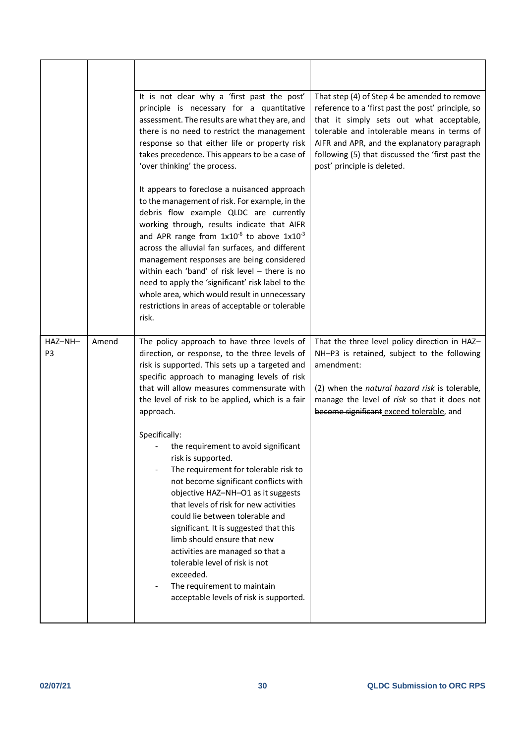| | | | |
|---|---|---|---|
| | | It is not clear why a 'first past the post' principle is necessary for a quantitative assessment. The results are what they are, and there is no need to restrict the management response so that either life or property risk takes precedence. This appears to be a case of 'over thinking' the process.<br><br>It appears to foreclose a nuisanced approach to the management of risk. For example, in the debris flow example QLDC are currently working through, results indicate that AIFR and APR range from $1x10^{-6}$ to above $1x10^{-3}$ across the alluvial fan surfaces, and different management responses are being considered within each 'band' of risk level – there is no need to apply the 'significant' risk label to the whole area, which would result in unnecessary restrictions in areas of acceptable or tolerable risk. | That step (4) of Step 4 be amended to remove reference to a 'first past the post' principle, so that it simply sets out what acceptable, tolerable and intolerable means in terms of AIFR and APR, and the explanatory paragraph following (5) that discussed the 'first past the post' principle is deleted. |
| HAZ–NH–P3 | Amend | The policy approach to have three levels of direction, or response, to the three levels of risk is supported. This sets up a targeted and specific approach to managing levels of risk that will allow measures commensurate with the level of risk to be applied, which is a fair approach.<br><br>Specifically:<br>- the requirement to avoid significant risk is supported.<br>- The requirement for tolerable risk to not become significant conflicts with objective HAZ–NH–O1 as it suggests that levels of risk for new activities could lie between tolerable and significant. It is suggested that this limb should ensure that new activities are managed so that a tolerable level of risk is not exceeded.<br>- The requirement to maintain acceptable levels of risk is supported. | That the three level policy direction in HAZ–NH–P3 is retained, subject to the following amendment:<br><br>(2) when the *natural hazard risk* is tolerable, manage the level of *risk* so that it does not ~~become significant~~ <u>exceed tolerable</u>, and |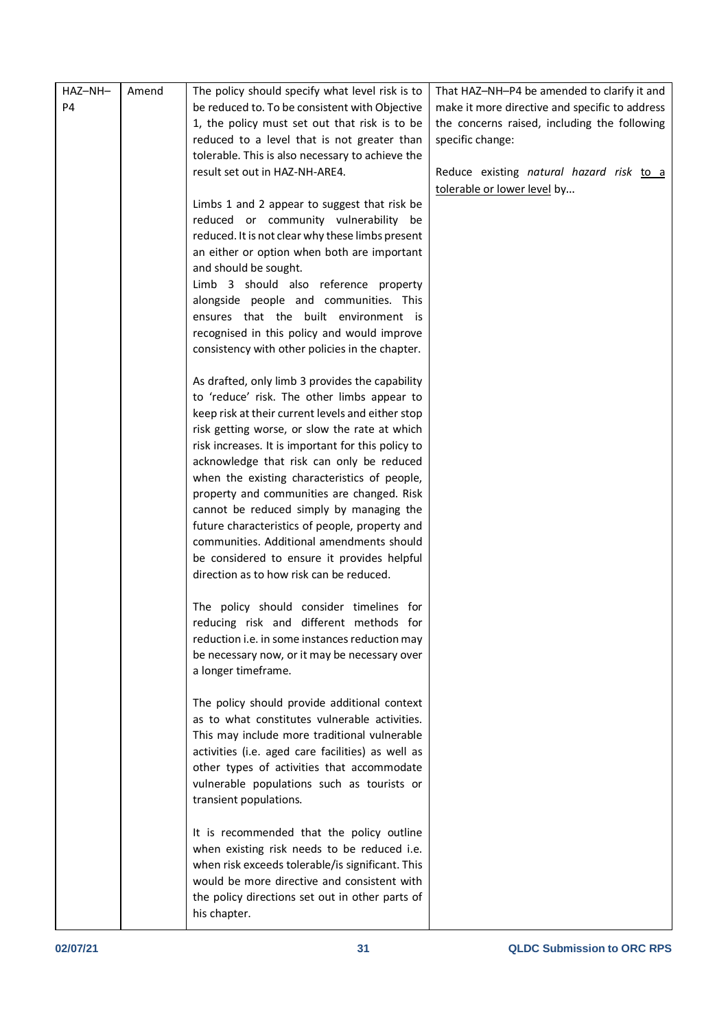| HAZ–NH–P4 | Amend | The policy should specify what level risk is to be reduced to. To be consistent with Objective 1, the policy must set out that risk is to be reduced to a level that is not greater than tolerable. This is also necessary to achieve the result set out in HAZ-NH-ARE4.<br><br>Limbs 1 and 2 appear to suggest that risk be reduced or community vulnerability be reduced. It is not clear why these limbs present an either or option when both are important and should be sought.<br>Limb 3 should also reference property alongside people and communities. This ensures that the built environment is recognised in this policy and would improve consistency with other policies in the chapter.<br><br>As drafted, only limb 3 provides the capability to 'reduce' risk. The other limbs appear to keep risk at their current levels and either stop risk getting worse, or slow the rate at which risk increases. It is important for this policy to acknowledge that risk can only be reduced when the existing characteristics of people, property and communities are changed. Risk cannot be reduced simply by managing the future characteristics of people, property and communities. Additional amendments should be considered to ensure it provides helpful direction as to how risk can be reduced.<br><br>The policy should consider timelines for reducing risk and different methods for reduction i.e. in some instances reduction may be necessary now, or it may be necessary over a longer timeframe.<br><br>The policy should provide additional context as to what constitutes vulnerable activities. This may include more traditional vulnerable activities (i.e. aged care facilities) as well as other types of activities that accommodate vulnerable populations such as tourists or transient populations.<br><br>It is recommended that the policy outline when existing risk needs to be reduced i.e. when risk exceeds tolerable/is significant. This would be more directive and consistent with the policy directions set out in other parts of his chapter. | That HAZ–NH–P4 be amended to clarify it and make it more directive and specific to address the concerns raised, including the following specific change:<br><br>Reduce existing *natural hazard risk* <u>to a tolerable or lower level</u> by… |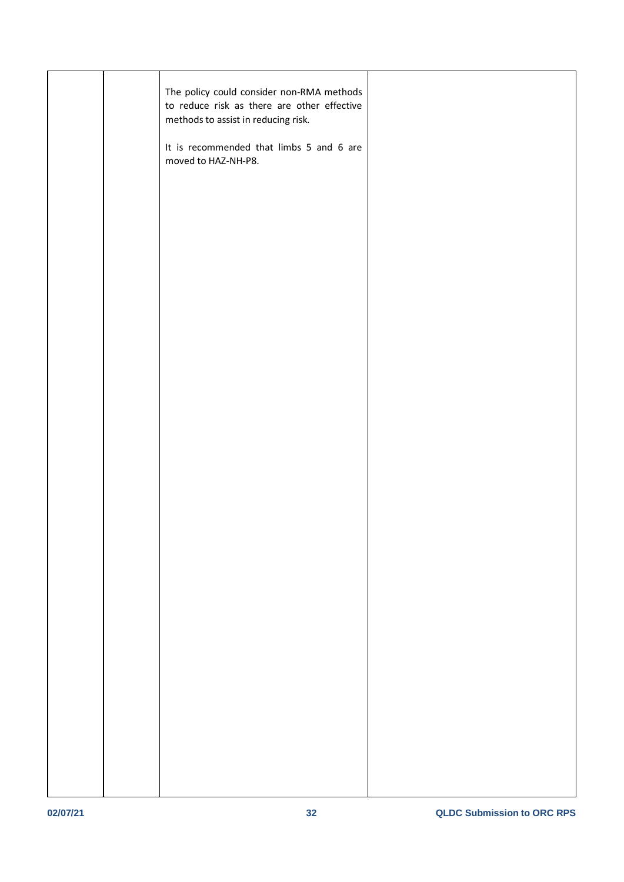|  |  |  |  |
|---|---|---|---|
|  |  | The policy could consider non-RMA methods to reduce risk as there are other effective methods to assist in reducing risk.<br><br>It is recommended that limbs 5 and 6 are moved to HAZ-NH-P8. |  |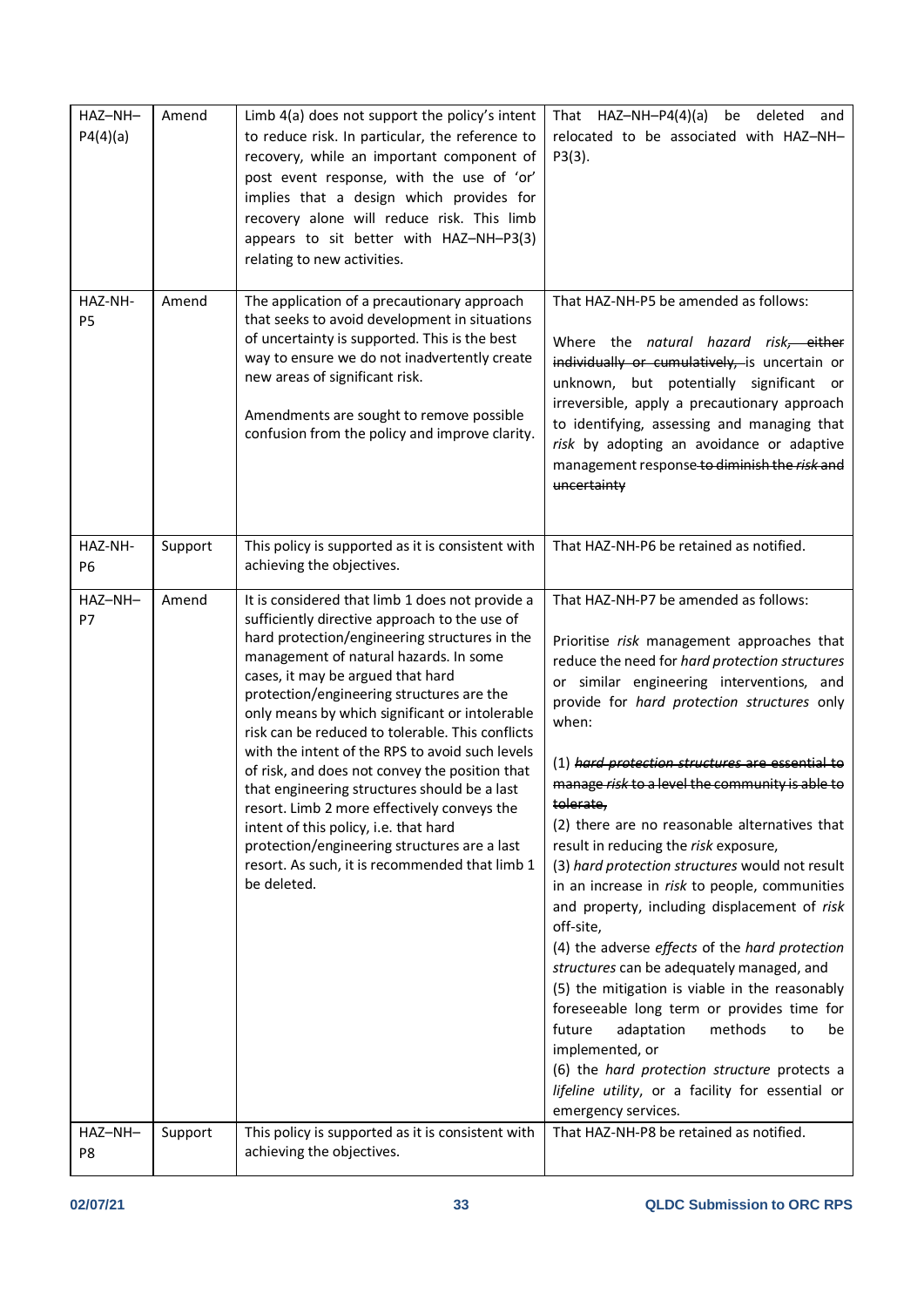| | | | |
|---|---|---|---|
| HAZ–NH–P4(4)(a) | Amend | Limb 4(a) does not support the policy's intent to reduce risk. In particular, the reference to recovery, while an important component of post event response, with the use of 'or' implies that a design which provides for recovery alone will reduce risk. This limb appears to sit better with HAZ–NH–P3(3) relating to new activities. | That HAZ–NH–P4(4)(a) be deleted and relocated to be associated with HAZ–NH–P3(3). |
| HAZ-NH-P5 | Amend | The application of a precautionary approach that seeks to avoid development in situations of uncertainty is supported. This is the best way to ensure we do not inadvertently create new areas of significant risk.<br><br>Amendments are sought to remove possible confusion from the policy and improve clarity. | That HAZ-NH-P5 be amended as follows:<br><br>Where the *natural hazard risk*~~, either individually or cumulatively,~~ is uncertain or unknown, but potentially significant or irreversible, apply a precautionary approach to identifying, assessing and managing that *risk* by adopting an avoidance or adaptive management response ~~to diminish the *risk* and uncertainty~~ |
| HAZ-NH-P6 | Support | This policy is supported as it is consistent with achieving the objectives. | That HAZ-NH-P6 be retained as notified. |
| HAZ–NH–P7 | Amend | It is considered that limb 1 does not provide a sufficiently directive approach to the use of hard protection/engineering structures in the management of natural hazards. In some cases, it may be argued that hard protection/engineering structures are the only means by which significant or intolerable risk can be reduced to tolerable. This conflicts with the intent of the RPS to avoid such levels of risk, and does not convey the position that that engineering structures should be a last resort. Limb 2 more effectively conveys the intent of this policy, i.e. that hard protection/engineering structures are a last resort. As such, it is recommended that limb 1 be deleted. | That HAZ-NH-P7 be amended as follows:<br><br>Prioritise *risk* management approaches that reduce the need for *hard protection structures* or similar engineering interventions, and provide for *hard protection structures* only when:<br><br>(1) ~~*hard protection structures* are essential to manage *risk* to a level the community is able to tolerate,~~<br>(2) there are no reasonable alternatives that result in reducing the *risk* exposure,<br>(3) *hard protection structures* would not result in an increase in *risk* to people, communities and property, including displacement of *risk* off-site,<br>(4) the adverse *effects* of the *hard protection structures* can be adequately managed, and<br>(5) the mitigation is viable in the reasonably foreseeable long term or provides time for future adaptation methods to be implemented, or<br>(6) the *hard protection structure* protects a *lifeline utility*, or a facility for essential or emergency services. |
| HAZ–NH–P8 | Support | This policy is supported as it is consistent with achieving the objectives. | That HAZ-NH-P8 be retained as notified. |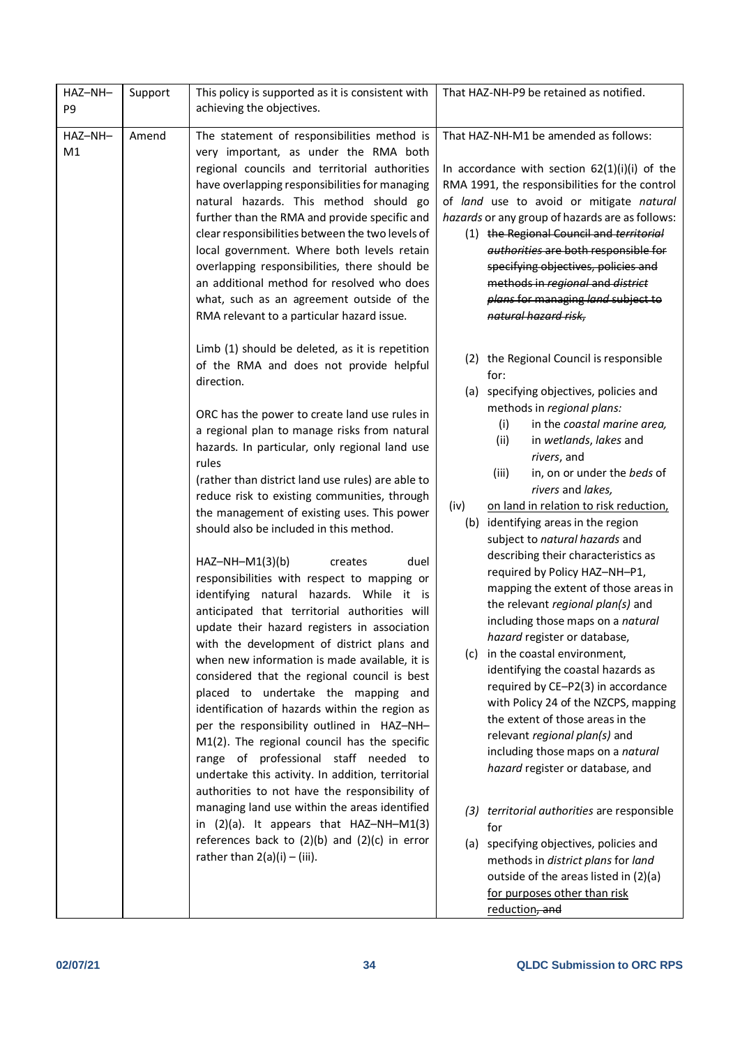| | | | |
|---|---|---|---|
| HAZ–NH–P9 | Support | This policy is supported as it is consistent with achieving the objectives. | That HAZ-NH-P9 be retained as notified. |
| HAZ–NH–M1 | Amend | The statement of responsibilities method is very important, as under the RMA both regional councils and territorial authorities have overlapping responsibilities for managing natural hazards. This method should go further than the RMA and provide specific and clear responsibilities between the two levels of local government. Where both levels retain overlapping responsibilities, there should be an additional method for resolved who does what, such as an agreement outside of the RMA relevant to a particular hazard issue.<br><br>Limb (1) should be deleted, as it is repetition of the RMA and does not provide helpful direction.<br><br>ORC has the power to create land use rules in a regional plan to manage risks from natural hazards. In particular, only regional land use rules<br>(rather than district land use rules) are able to reduce risk to existing communities, through the management of existing uses. This power should also be included in this method.<br><br>HAZ–NH–M1(3)(b) creates duel responsibilities with respect to mapping or identifying natural hazards. While it is anticipated that territorial authorities will update their hazard registers in association with the development of district plans and when new information is made available, it is considered that the regional council is best placed to undertake the mapping and identification of hazards within the region as per the responsibility outlined in HAZ–NH–M1(2). The regional council has the specific range of professional staff needed to undertake this activity. In addition, territorial authorities to not have the responsibility of managing land use within the areas identified in (2)(a). It appears that HAZ–NH–M1(3) references back to (2)(b) and (2)(c) in error rather than 2(a)(i) – (iii). | That HAZ-NH-M1 be amended as follows:<br><br>In accordance with section 62(1)(i)(i) of the RMA 1991, the responsibilities for the control of *land* use to avoid or mitigate *natural hazards* or any group of hazards are as follows:<br>(1) ~~the Regional Council and *territorial authorities* are both responsible for specifying objectives, policies and methods in *regional* and *district plans* for managing *land* subject to *natural hazard risk*,~~<br><br>(2) the Regional Council is responsible for:<br>(a) specifying objectives, policies and methods in *regional plans:*<br>(i) in the *coastal marine area,*<br>(ii) in *wetlands*, *lakes* and *rivers*, and<br>(iii) in, on or under the *beds* of *rivers* and *lakes,*<br>(iv) <ins>on land in relation to risk reduction,</ins><br>(b) identifying areas in the region subject to *natural hazards* and describing their characteristics as required by Policy HAZ–NH–P1, mapping the extent of those areas in the relevant *regional plan(s)* and including those maps on a *natural hazard* register or database,<br>(c) in the coastal environment, identifying the coastal hazards as required by CE–P2(3) in accordance with Policy 24 of the NZCPS, mapping the extent of those areas in the relevant *regional plan(s)* and including those maps on a *natural hazard* register or database, and<br><br>*(3) territorial authorities* are responsible for<br>(a) specifying objectives, policies and methods in *district plans* for *land* outside of the areas listed in (2)(a) <ins>for purposes other than risk reduction</ins>~~, and~~ |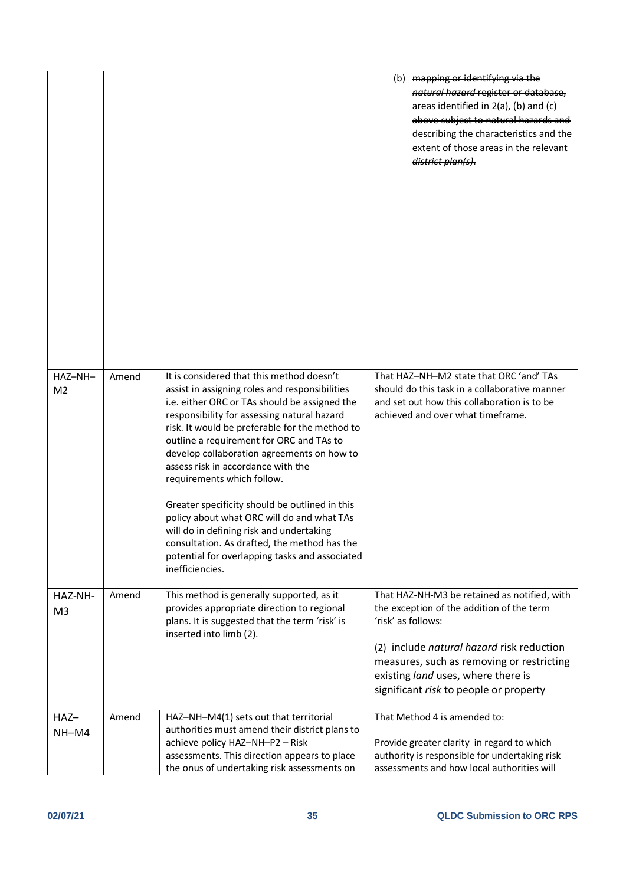| | | | |
|---|---|---|---|
| | | | (b) ~~mapping or identifying via the *natural hazard* register or database, areas identified in 2(a), (b) and (c) above subject to natural hazards and describing the characteristics and the extent of those areas in the relevant *district plan(s)*.~~ |
| HAZ–NH–M2 | Amend | It is considered that this method doesn't assist in assigning roles and responsibilities i.e. either ORC or TAs should be assigned the responsibility for assessing natural hazard risk. It would be preferable for the method to outline a requirement for ORC and TAs to develop collaboration agreements on how to assess risk in accordance with the requirements which follow.<br><br>Greater specificity should be outlined in this policy about what ORC will do and what TAs will do in defining risk and undertaking consultation. As drafted, the method has the potential for overlapping tasks and associated inefficiencies. | That HAZ–NH–M2 state that ORC 'and' TAs should do this task in a collaborative manner and set out how this collaboration is to be achieved and over what timeframe. |
| HAZ-NH-M3 | Amend | This method is generally supported, as it provides appropriate direction to regional plans. It is suggested that the term 'risk' is inserted into limb (2). | That HAZ-NH-M3 be retained as notified, with the exception of the addition of the term 'risk' as follows:<br><br>(2) include *natural hazard* <u>risk</u> reduction measures, such as removing or restricting existing *land* uses, where there is significant *risk* to people or property |
| HAZ–NH–M4 | Amend | HAZ–NH–M4(1) sets out that territorial authorities must amend their district plans to achieve policy HAZ–NH–P2 – Risk assessments. This direction appears to place the onus of undertaking risk assessments on | That Method 4 is amended to:<br><br>Provide greater clarity in regard to which authority is responsible for undertaking risk assessments and how local authorities will |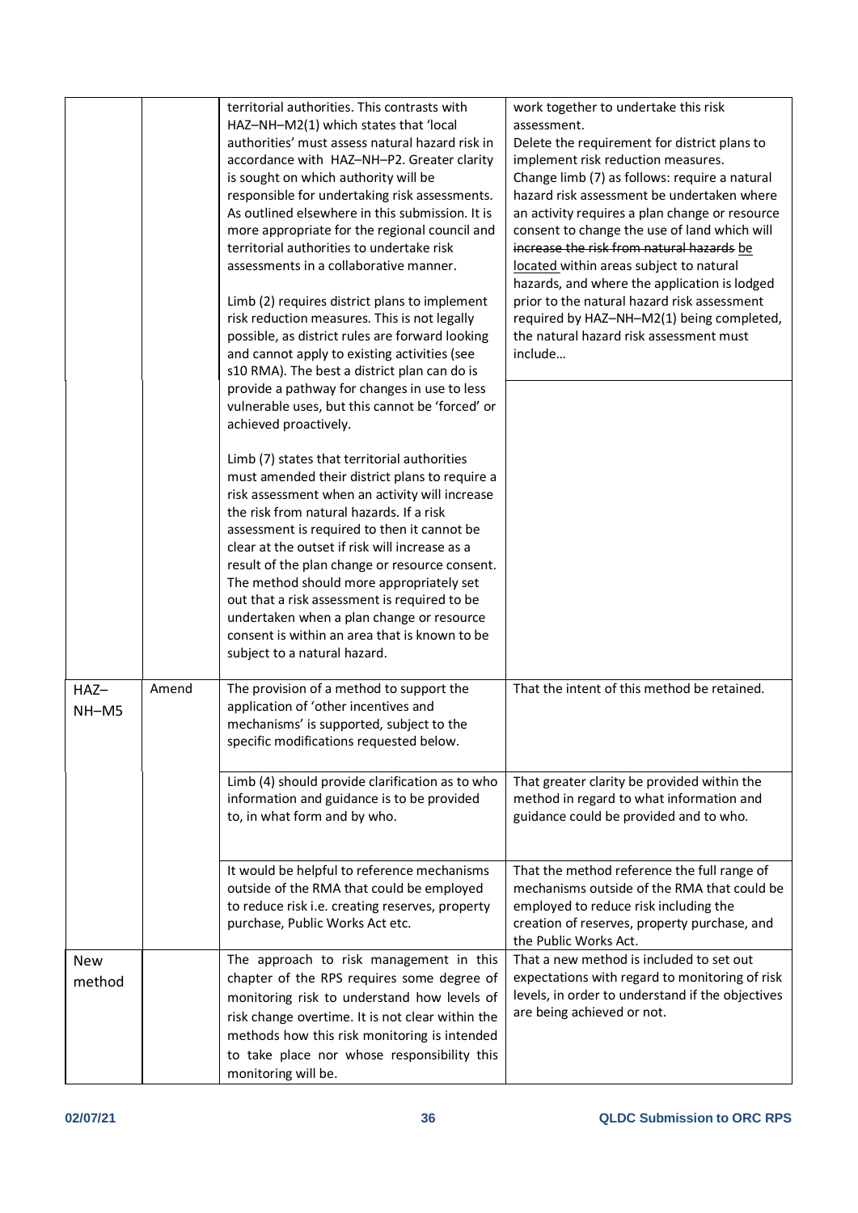| | | | |
|---|---|---|---|
| | | territorial authorities. This contrasts with HAZ–NH–M2(1) which states that 'local authorities' must assess natural hazard risk in accordance with HAZ–NH–P2. Greater clarity is sought on which authority will be responsible for undertaking risk assessments. As outlined elsewhere in this submission. It is more appropriate for the regional council and territorial authorities to undertake risk assessments in a collaborative manner.<br><br>Limb (2) requires district plans to implement risk reduction measures. This is not legally possible, as district rules are forward looking and cannot apply to existing activities (see s10 RMA). The best a district plan can do is provide a pathway for changes in use to less vulnerable uses, but this cannot be 'forced' or achieved proactively.<br><br>Limb (7) states that territorial authorities must amended their district plans to require a risk assessment when an activity will increase the risk from natural hazards. If a risk assessment is required to then it cannot be clear at the outset if risk will increase as a result of the plan change or resource consent. The method should more appropriately set out that a risk assessment is required to be undertaken when a plan change or resource consent is within an area that is known to be subject to a natural hazard. | work together to undertake this risk assessment.<br>Delete the requirement for district plans to implement risk reduction measures.<br>Change limb (7) as follows: require a natural hazard risk assessment be undertaken where an activity requires a plan change or resource consent to change the use of land which will ~~increase the risk from natural hazards~~ <u>be located</u> within areas subject to natural hazards, and where the application is lodged prior to the natural hazard risk assessment required by HAZ–NH–M2(1) being completed, the natural hazard risk assessment must include… |
| HAZ–NH–M5 | Amend | The provision of a method to support the application of 'other incentives and mechanisms' is supported, subject to the specific modifications requested below. | That the intent of this method be retained. |
| | | Limb (4) should provide clarification as to who information and guidance is to be provided to, in what form and by who. | That greater clarity be provided within the method in regard to what information and guidance could be provided and to who. |
| | | It would be helpful to reference mechanisms outside of the RMA that could be employed to reduce risk i.e. creating reserves, property purchase, Public Works Act etc. | That the method reference the full range of mechanisms outside of the RMA that could be employed to reduce risk including the creation of reserves, property purchase, and the Public Works Act. |
| New method | | The approach to risk management in this chapter of the RPS requires some degree of monitoring risk to understand how levels of risk change overtime. It is not clear within the methods how this risk monitoring is intended to take place nor whose responsibility this monitoring will be. | That a new method is included to set out expectations with regard to monitoring of risk levels, in order to understand if the objectives are being achieved or not. |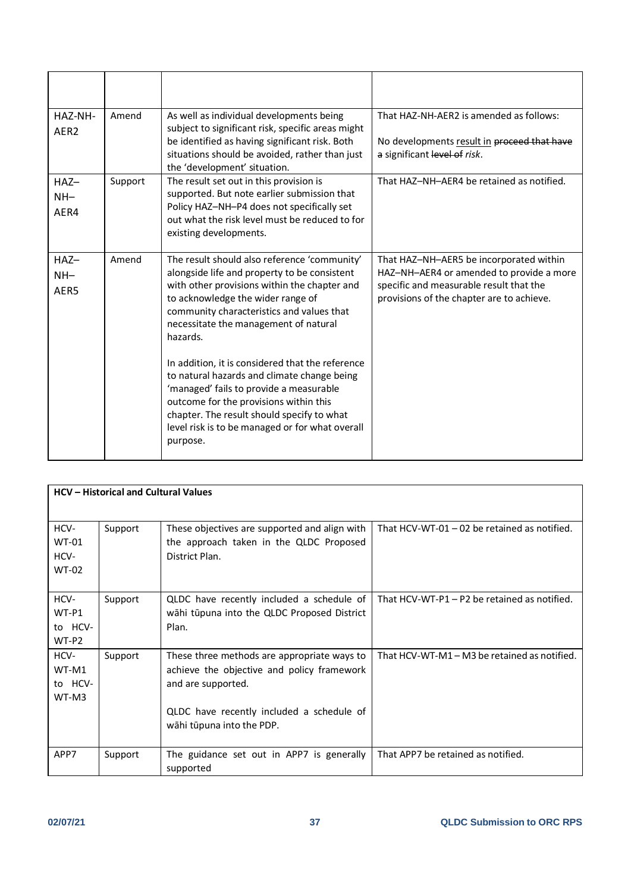| | | | |
|---|---|---|---|
| HAZ-NH-AER2 | Amend | As well as individual developments being subject to significant risk, specific areas might be identified as having significant risk. Both situations should be avoided, rather than just the 'development' situation. | That HAZ-NH-AER2 is amended as follows:<br><br>No developments <u>result in</u> ~~proceed that have~~ ~~a~~ significant ~~level of~~ *risk*. |
| HAZ–NH–AER4 | Support | The result set out in this provision is supported. But note earlier submission that Policy HAZ–NH–P4 does not specifically set out what the risk level must be reduced to for existing developments. | That HAZ–NH–AER4 be retained as notified. |
| HAZ–NH–AER5 | Amend | The result should also reference 'community' alongside life and property to be consistent with other provisions within the chapter and to acknowledge the wider range of community characteristics and values that necessitate the management of natural hazards.<br><br>In addition, it is considered that the reference to natural hazards and climate change being 'managed' fails to provide a measurable outcome for the provisions within this chapter. The result should specify to what level risk is to be managed or for what overall purpose. | That HAZ–NH–AER5 be incorporated within HAZ–NH–AER4 or amended to provide a more specific and measurable result that the provisions of the chapter are to achieve. |

| **HCV – Historical and Cultural Values** | | | |
|---|---|---|---|
| HCV-WT-01 HCV-WT-02 | Support | These objectives are supported and align with the approach taken in the QLDC Proposed District Plan. | That HCV-WT-01 – 02 be retained as notified. |
| HCV-WT-P1 to HCV-WT-P2 | Support | QLDC have recently included a schedule of wāhi tūpuna into the QLDC Proposed District Plan. | That HCV-WT-P1 – P2 be retained as notified. |
| HCV-WT-M1 to HCV-WT-M3 | Support | These three methods are appropriate ways to achieve the objective and policy framework and are supported.<br><br>QLDC have recently included a schedule of wāhi tūpuna into the PDP. | That HCV-WT-M1 – M3 be retained as notified. |
| APP7 | Support | The guidance set out in APP7 is generally supported | That APP7 be retained as notified. |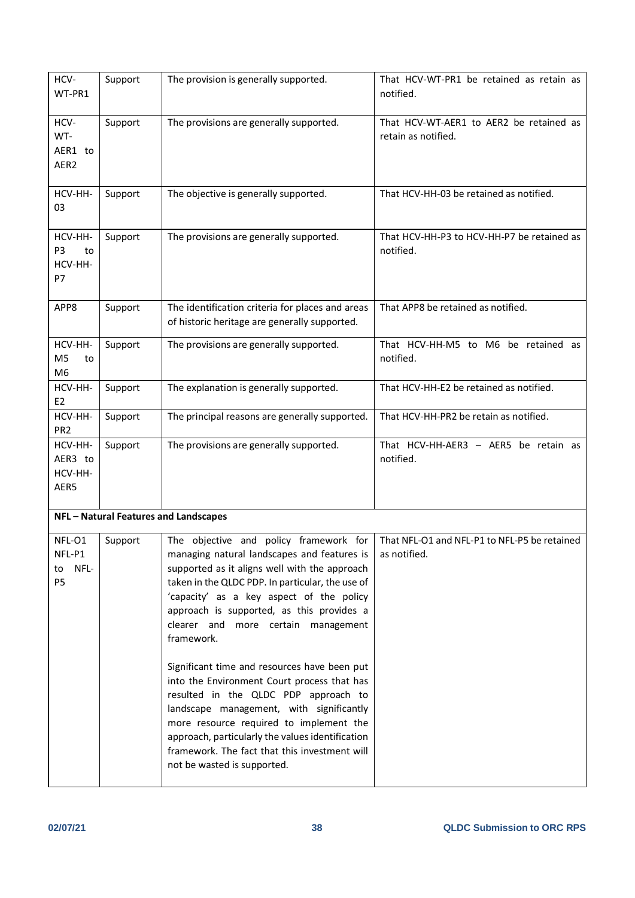| | | | |
|---|---|---|---|
| HCV-WT-PR1 | Support | The provision is generally supported. | That HCV-WT-PR1 be retained as retain as notified. |
| HCV-WT-AER1 to AER2 | Support | The provisions are generally supported. | That HCV-WT-AER1 to AER2 be retained as retain as notified. |
| HCV-HH-03 | Support | The objective is generally supported. | That HCV-HH-03 be retained as notified. |
| HCV-HH-P3 to HCV-HH-P7 | Support | The provisions are generally supported. | That HCV-HH-P3 to HCV-HH-P7 be retained as notified. |
| APP8 | Support | The identification criteria for places and areas of historic heritage are generally supported. | That APP8 be retained as notified. |
| HCV-HH-M5 to M6 | Support | The provisions are generally supported. | That HCV-HH-M5 to M6 be retained as notified. |
| HCV-HH-E2 | Support | The explanation is generally supported. | That HCV-HH-E2 be retained as notified. |
| HCV-HH-PR2 | Support | The principal reasons are generally supported. | That HCV-HH-PR2 be retain as notified. |
| HCV-HH-AER3 to HCV-HH-AER5 | Support | The provisions are generally supported. | That HCV-HH-AER3 – AER5 be retain as notified. |
| **NFL – Natural Features and Landscapes** | | | |
| NFL-O1 NFL-P1 to NFL-P5 | Support | The objective and policy framework for managing natural landscapes and features is supported as it aligns well with the approach taken in the QLDC PDP. In particular, the use of 'capacity' as a key aspect of the policy approach is supported, as this provides a clearer and more certain management framework.<br><br>Significant time and resources have been put into the Environment Court process that has resulted in the QLDC PDP approach to landscape management, with significantly more resource required to implement the approach, particularly the values identification framework. The fact that this investment will not be wasted is supported. | That NFL-O1 and NFL-P1 to NFL-P5 be retained as notified. |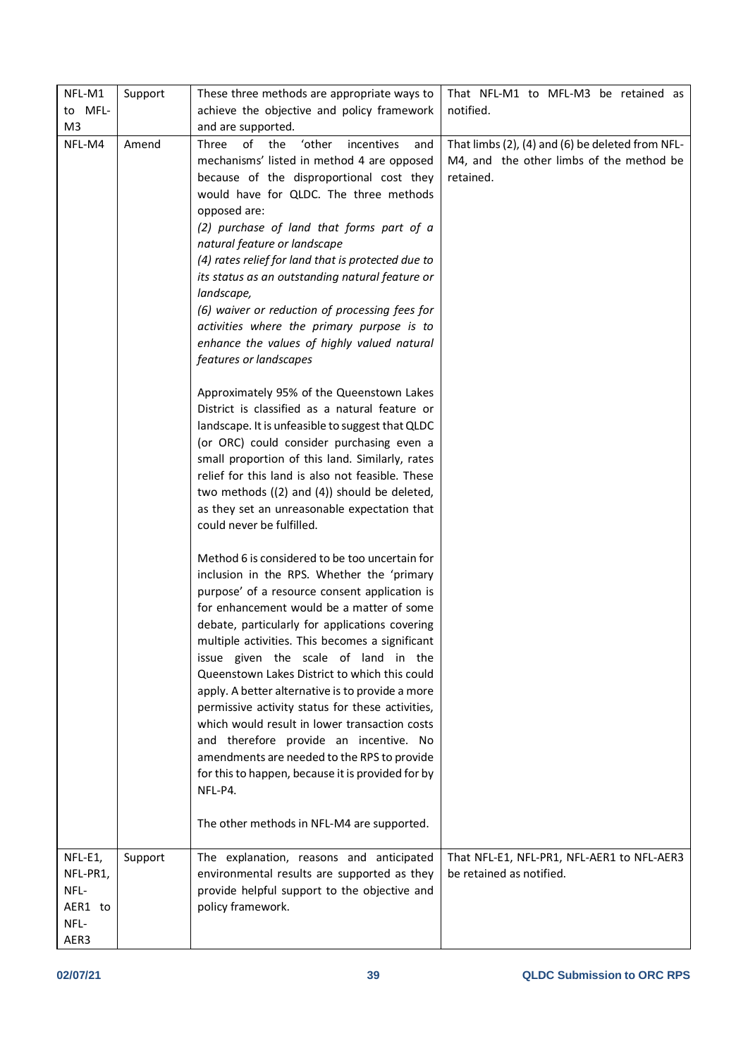| NFL-M1 to MFL-M3 | Support | These three methods are appropriate ways to achieve the objective and policy framework and are supported. | That NFL-M1 to MFL-M3 be retained as notified. |
|---|---|---|---|
| NFL-M4 | Amend | Three of the 'other incentives and mechanisms' listed in method 4 are opposed because of the disproportional cost they would have for QLDC. The three methods opposed are:<br>*(2) purchase of land that forms part of a natural feature or landscape*<br>*(4) rates relief for land that is protected due to its status as an outstanding natural feature or landscape,*<br>*(6) waiver or reduction of processing fees for activities where the primary purpose is to enhance the values of highly valued natural features or landscapes*<br><br>Approximately 95% of the Queenstown Lakes District is classified as a natural feature or landscape. It is unfeasible to suggest that QLDC (or ORC) could consider purchasing even a small proportion of this land. Similarly, rates relief for this land is also not feasible. These two methods ((2) and (4)) should be deleted, as they set an unreasonable expectation that could never be fulfilled.<br><br>Method 6 is considered to be too uncertain for inclusion in the RPS. Whether the 'primary purpose' of a resource consent application is for enhancement would be a matter of some debate, particularly for applications covering multiple activities. This becomes a significant issue given the scale of land in the Queenstown Lakes District to which this could apply. A better alternative is to provide a more permissive activity status for these activities, which would result in lower transaction costs and therefore provide an incentive. No amendments are needed to the RPS to provide for this to happen, because it is provided for by NFL-P4.<br><br>The other methods in NFL-M4 are supported. | That limbs (2), (4) and (6) be deleted from NFL-M4, and the other limbs of the method be retained. |
| NFL-E1, NFL-PR1, NFL-AER1 to NFL-AER3 | Support | The explanation, reasons and anticipated environmental results are supported as they provide helpful support to the objective and policy framework. | That NFL-E1, NFL-PR1, NFL-AER1 to NFL-AER3 be retained as notified. |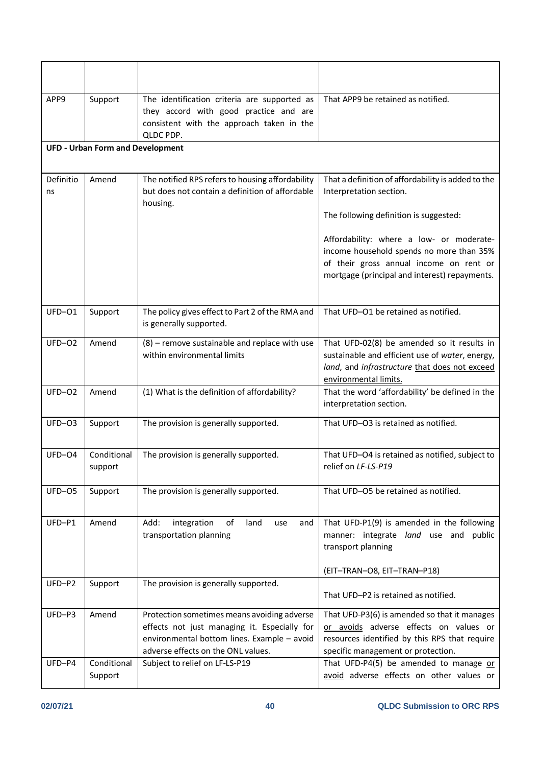| | | | |
|---|---|---|---|
| APP9 | Support | The identification criteria are supported as they accord with good practice and are consistent with the approach taken in the QLDC PDP. | That APP9 be retained as notified. |
| **UFD - Urban Form and Development** | | | |
| Definitions | Amend | The notified RPS refers to housing affordability but does not contain a definition of affordable housing. | That a definition of affordability is added to the Interpretation section.<br><br>The following definition is suggested:<br><br>Affordability: where a low- or moderate-income household spends no more than 35% of their gross annual income on rent or mortgage (principal and interest) repayments. |
| UFD–O1 | Support | The policy gives effect to Part 2 of the RMA and is generally supported. | That UFD–O1 be retained as notified. |
| UFD–O2 | Amend | (8) – remove sustainable and replace with use within environmental limits | That UFD-02(8) be amended so it results in sustainable and efficient use of *water*, energy, *land*, and *infrastructure* that does not exceed environmental limits. |
| UFD–O2 | Amend | (1) What is the definition of affordability? | That the word 'affordability' be defined in the interpretation section. |
| UFD–O3 | Support | The provision is generally supported. | That UFD–O3 is retained as notified. |
| UFD–O4 | Conditional support | The provision is generally supported. | That UFD–O4 is retained as notified, subject to relief on *LF-LS-P19* |
| UFD–O5 | Support | The provision is generally supported. | That UFD–O5 be retained as notified. |
| UFD–P1 | Amend | Add: integration of land use and transportation planning | That UFD-P1(9) is amended in the following manner: integrate *land* use and public transport planning<br><br>(EIT–TRAN–O8, EIT–TRAN–P18) |
| UFD–P2 | Support | The provision is generally supported. | That UFD–P2 is retained as notified. |
| UFD–P3 | Amend | Protection sometimes means avoiding adverse effects not just managing it. Especially for environmental bottom lines. Example – avoid adverse effects on the ONL values. | That UFD-P3(6) is amended so that it manages or avoids adverse effects on values or resources identified by this RPS that require specific management or protection. |
| UFD–P4 | Conditional Support | Subject to relief on LF-LS-P19 | That UFD-P4(5) be amended to manage or avoid adverse effects on other values or |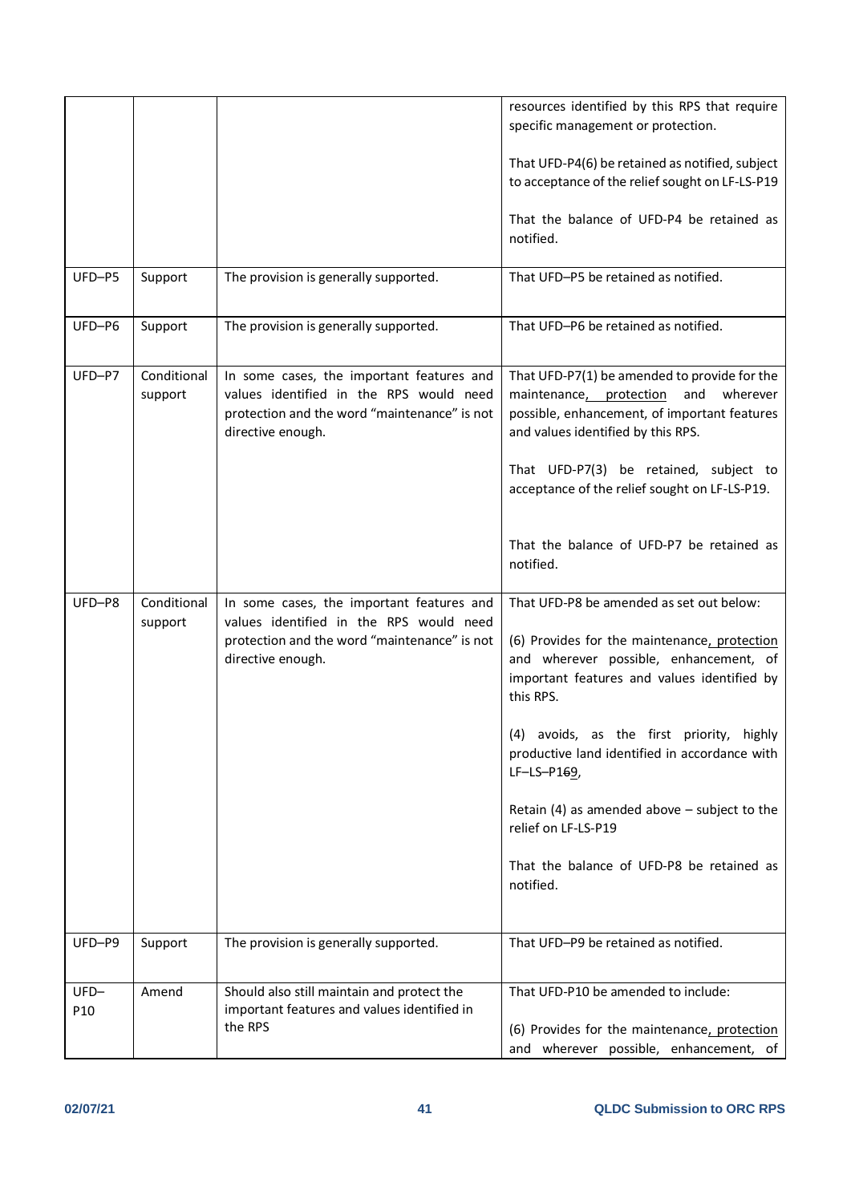| | | | |
|---|---|---|---|
| | | | resources identified by this RPS that require specific management or protection.<br><br>That UFD-P4(6) be retained as notified, subject to acceptance of the relief sought on LF-LS-P19<br><br>That the balance of UFD-P4 be retained as notified. |
| UFD–P5 | Support | The provision is generally supported. | That UFD–P5 be retained as notified. |
| UFD–P6 | Support | The provision is generally supported. | That UFD–P6 be retained as notified. |
| UFD–P7 | Conditional support | In some cases, the important features and values identified in the RPS would need protection and the word "maintenance" is not directive enough. | That UFD-P7(1) be amended to provide for the maintenance, protection and wherever possible, enhancement, of important features and values identified by this RPS.<br><br>That UFD-P7(3) be retained, subject to acceptance of the relief sought on LF-LS-P19.<br><br>That the balance of UFD-P7 be retained as notified. |
| UFD–P8 | Conditional support | In some cases, the important features and values identified in the RPS would need protection and the word "maintenance" is not directive enough. | That UFD-P8 be amended as set out below:<br><br>(6) Provides for the maintenance, protection and wherever possible, enhancement, of important features and values identified by this RPS.<br><br>(4) avoids, as the first priority, highly productive land identified in accordance with LF–LS–P169,<br><br>Retain (4) as amended above – subject to the relief on LF-LS-P19<br><br>That the balance of UFD-P8 be retained as notified. |
| UFD–P9 | Support | The provision is generally supported. | That UFD–P9 be retained as notified. |
| UFD–P10 | Amend | Should also still maintain and protect the important features and values identified in the RPS | That UFD-P10 be amended to include:<br><br>(6) Provides for the maintenance, protection and wherever possible, enhancement, of |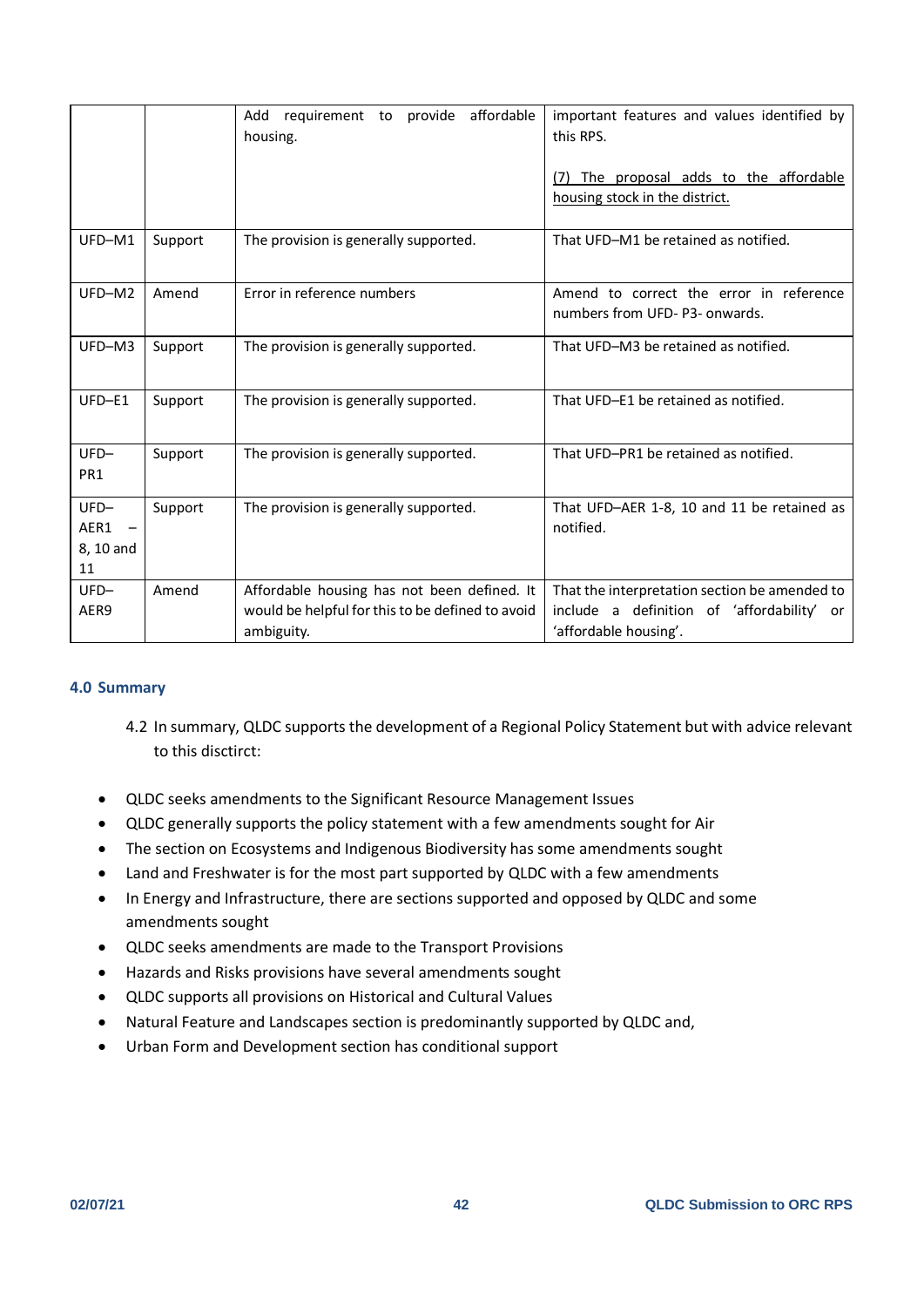| | | | |
|---|---|---|---|
| | | Add requirement to provide affordable housing. | important features and values identified by this RPS.<br><br><u>(7) The proposal adds to the affordable housing stock in the district.</u> |
| UFD–M1 | Support | The provision is generally supported. | That UFD–M1 be retained as notified. |
| UFD–M2 | Amend | Error in reference numbers | Amend to correct the error in reference numbers from UFD- P3- onwards. |
| UFD–M3 | Support | The provision is generally supported. | That UFD–M3 be retained as notified. |
| UFD–E1 | Support | The provision is generally supported. | That UFD–E1 be retained as notified. |
| UFD–PR1 | Support | The provision is generally supported. | That UFD–PR1 be retained as notified. |
| UFD–AER1 – 8, 10 and 11 | Support | The provision is generally supported. | That UFD–AER 1-8, 10 and 11 be retained as notified. |
| UFD–AER9 | Amend | Affordable housing has not been defined. It would be helpful for this to be defined to avoid ambiguity. | That the interpretation section be amended to include a definition of 'affordability' or 'affordable housing'. |

### 4.0 Summary

4.2 In summary, QLDC supports the development of a Regional Policy Statement but with advice relevant to this disctirct:

- QLDC seeks amendments to the Significant Resource Management Issues
- QLDC generally supports the policy statement with a few amendments sought for Air
- The section on Ecosystems and Indigenous Biodiversity has some amendments sought
- Land and Freshwater is for the most part supported by QLDC with a few amendments
- In Energy and Infrastructure, there are sections supported and opposed by QLDC and some amendments sought
- QLDC seeks amendments are made to the Transport Provisions
- Hazards and Risks provisions have several amendments sought
- QLDC supports all provisions on Historical and Cultural Values
- Natural Feature and Landscapes section is predominantly supported by QLDC and,
- Urban Form and Development section has conditional support